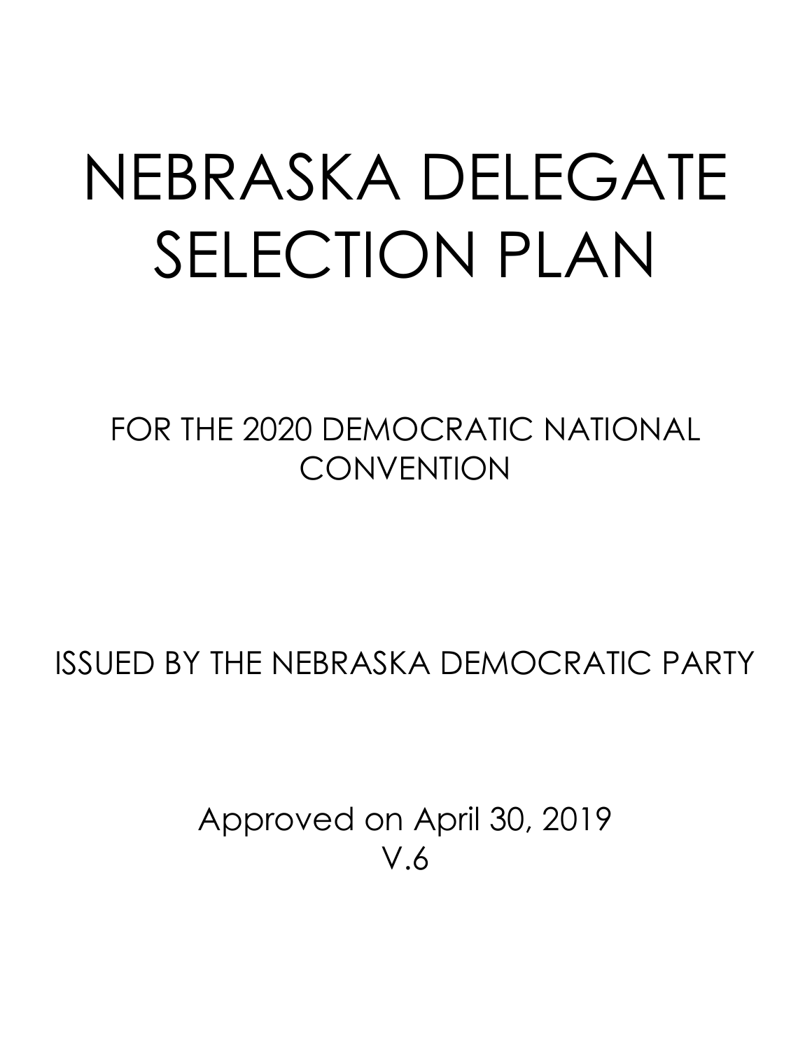# NEBRASKA DELEGATE SELECTION PLAN

FOR THE 2020 DEMOCRATIC NATIONAL CONVENTION

ISSUED BY THE NEBRASKA DEMOCRATIC PARTY

Approved on April 30, 2019
V.6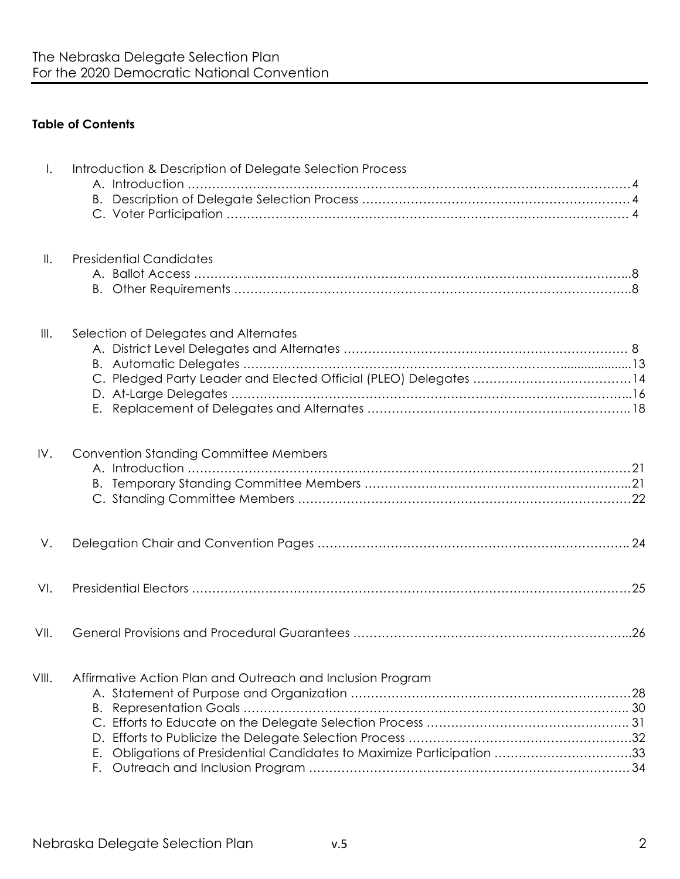The Nebraska Delegate Selection Plan
For the 2020 Democratic National Convention

**Table of Contents**

I. Introduction & Description of Delegate Selection Process
   - A. Introduction ........................................ 4
   - B. Description of Delegate Selection Process ........................................ 4
   - C. Voter Participation ........................................ 4

II. Presidential Candidates
   - A. Ballot Access ........................................ 8
   - B. Other Requirements ........................................ 8

III. Selection of Delegates and Alternates
   - A. District Level Delegates and Alternates ........................................ 8
   - B. Automatic Delegates ........................................ 13
   - C. Pledged Party Leader and Elected Official (PLEO) Delegates ........................................ 14
   - D. At-Large Delegates ........................................ 16
   - E. Replacement of Delegates and Alternates ........................................ 18

IV. Convention Standing Committee Members
   - A. Introduction ........................................ 21
   - B. Temporary Standing Committee Members ........................................ 21
   - C. Standing Committee Members ........................................ 22

V. Delegation Chair and Convention Pages ........................................ 24

VI. Presidential Electors ........................................ 25

VII. General Provisions and Procedural Guarantees ........................................ 26

VIII. Affirmative Action Plan and Outreach and Inclusion Program
   - A. Statement of Purpose and Organization ........................................ 28
   - B. Representation Goals ........................................ 30
   - C. Efforts to Educate on the Delegate Selection Process ........................................ 31
   - D. Efforts to Publicize the Delegate Selection Process ........................................ 32
   - E. Obligations of Presidential Candidates to Maximize Participation ........................................ 33
   - F. Outreach and Inclusion Program ........................................ 34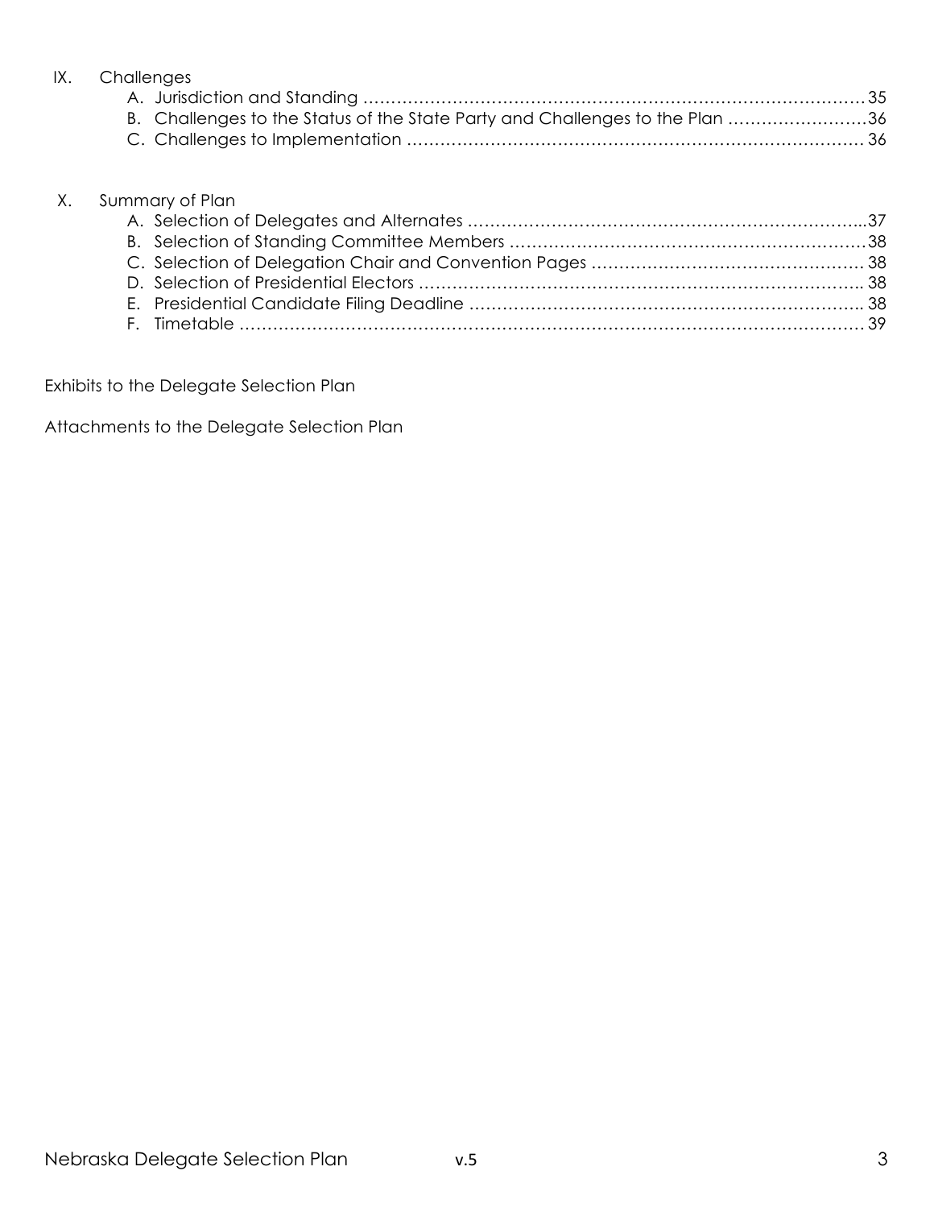IX. Challenges

   A. Jurisdiction and Standing ................................................................................... 35
   B. Challenges to the Status of the State Party and Challenges to the Plan ......................... 36
   C. Challenges to Implementation ................................................................................ 36

X. Summary of Plan

   A. Selection of Delegates and Alternates ........................................................................ 37
   B. Selection of Standing Committee Members ................................................................ 38
   C. Selection of Delegation Chair and Convention Pages ................................................ 38
   D. Selection of Presidential Electors ............................................................................. 38
   E. Presidential Candidate Filing Deadline ...................................................................... 38
   F. Timetable ................................................................................................................ 39

Exhibits to the Delegate Selection Plan

Attachments to the Delegate Selection Plan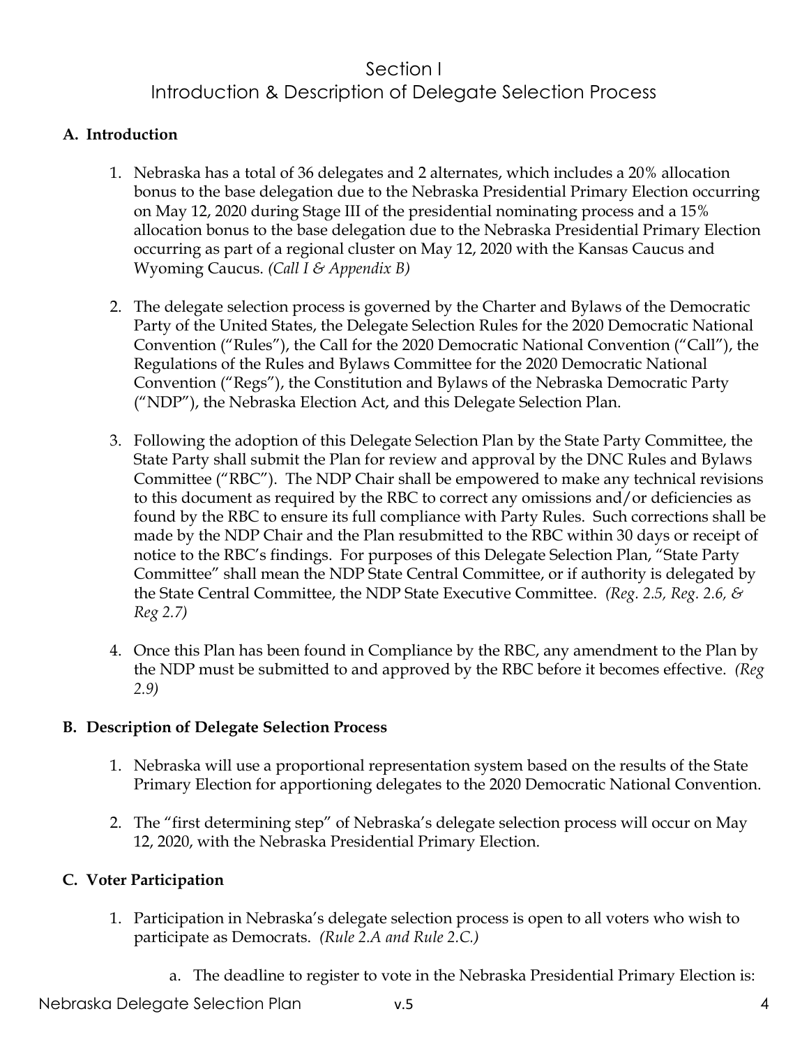# Section I
# Introduction & Description of Delegate Selection Process

## A. Introduction

1. Nebraska has a total of 36 delegates and 2 alternates, which includes a 20% allocation bonus to the base delegation due to the Nebraska Presidential Primary Election occurring on May 12, 2020 during Stage III of the presidential nominating process and a 15% allocation bonus to the base delegation due to the Nebraska Presidential Primary Election occurring as part of a regional cluster on May 12, 2020 with the Kansas Caucus and Wyoming Caucus. *(Call I & Appendix B)*

2. The delegate selection process is governed by the Charter and Bylaws of the Democratic Party of the United States, the Delegate Selection Rules for the 2020 Democratic National Convention ("Rules"), the Call for the 2020 Democratic National Convention ("Call"), the Regulations of the Rules and Bylaws Committee for the 2020 Democratic National Convention ("Regs"), the Constitution and Bylaws of the Nebraska Democratic Party ("NDP"), the Nebraska Election Act, and this Delegate Selection Plan.

3. Following the adoption of this Delegate Selection Plan by the State Party Committee, the State Party shall submit the Plan for review and approval by the DNC Rules and Bylaws Committee ("RBC"). The NDP Chair shall be empowered to make any technical revisions to this document as required by the RBC to correct any omissions and/or deficiencies as found by the RBC to ensure its full compliance with Party Rules. Such corrections shall be made by the NDP Chair and the Plan resubmitted to the RBC within 30 days or receipt of notice to the RBC's findings. For purposes of this Delegate Selection Plan, "State Party Committee" shall mean the NDP State Central Committee, or if authority is delegated by the State Central Committee, the NDP State Executive Committee. *(Reg. 2.5, Reg. 2.6, & Reg 2.7)*

4. Once this Plan has been found in Compliance by the RBC, any amendment to the Plan by the NDP must be submitted to and approved by the RBC before it becomes effective. *(Reg 2.9)*

## B. Description of Delegate Selection Process

1. Nebraska will use a proportional representation system based on the results of the State Primary Election for apportioning delegates to the 2020 Democratic National Convention.

2. The "first determining step" of Nebraska's delegate selection process will occur on May 12, 2020, with the Nebraska Presidential Primary Election.

## C. Voter Participation

1. Participation in Nebraska's delegate selection process is open to all voters who wish to participate as Democrats. *(Rule 2.A and Rule 2.C.)*

   a. The deadline to register to vote in the Nebraska Presidential Primary Election is: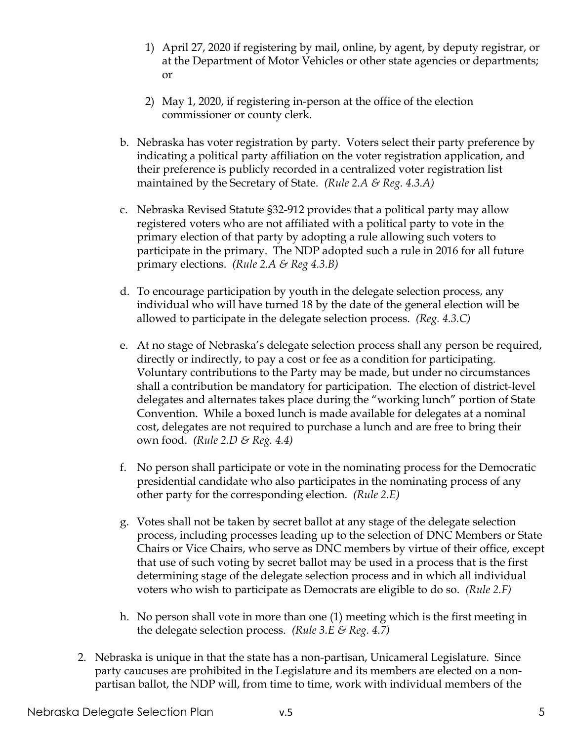1) April 27, 2020 if registering by mail, online, by agent, by deputy registrar, or at the Department of Motor Vehicles or other state agencies or departments; or

2) May 1, 2020, if registering in-person at the office of the election commissioner or county clerk.

b. Nebraska has voter registration by party. Voters select their party preference by indicating a political party affiliation on the voter registration application, and their preference is publicly recorded in a centralized voter registration list maintained by the Secretary of State. *(Rule 2.A & Reg. 4.3.A)*

c. Nebraska Revised Statute §32-912 provides that a political party may allow registered voters who are not affiliated with a political party to vote in the primary election of that party by adopting a rule allowing such voters to participate in the primary. The NDP adopted such a rule in 2016 for all future primary elections. *(Rule 2.A & Reg 4.3.B)*

d. To encourage participation by youth in the delegate selection process, any individual who will have turned 18 by the date of the general election will be allowed to participate in the delegate selection process. *(Reg. 4.3.C)*

e. At no stage of Nebraska's delegate selection process shall any person be required, directly or indirectly, to pay a cost or fee as a condition for participating. Voluntary contributions to the Party may be made, but under no circumstances shall a contribution be mandatory for participation. The election of district-level delegates and alternates takes place during the "working lunch" portion of State Convention. While a boxed lunch is made available for delegates at a nominal cost, delegates are not required to purchase a lunch and are free to bring their own food. *(Rule 2.D & Reg. 4.4)*

f. No person shall participate or vote in the nominating process for the Democratic presidential candidate who also participates in the nominating process of any other party for the corresponding election. *(Rule 2.E)*

g. Votes shall not be taken by secret ballot at any stage of the delegate selection process, including processes leading up to the selection of DNC Members or State Chairs or Vice Chairs, who serve as DNC members by virtue of their office, except that use of such voting by secret ballot may be used in a process that is the first determining stage of the delegate selection process and in which all individual voters who wish to participate as Democrats are eligible to do so. *(Rule 2.F)*

h. No person shall vote in more than one (1) meeting which is the first meeting in the delegate selection process. *(Rule 3.E & Reg. 4.7)*

2. Nebraska is unique in that the state has a non-partisan, Unicameral Legislature. Since party caucuses are prohibited in the Legislature and its members are elected on a non-partisan ballot, the NDP will, from time to time, work with individual members of the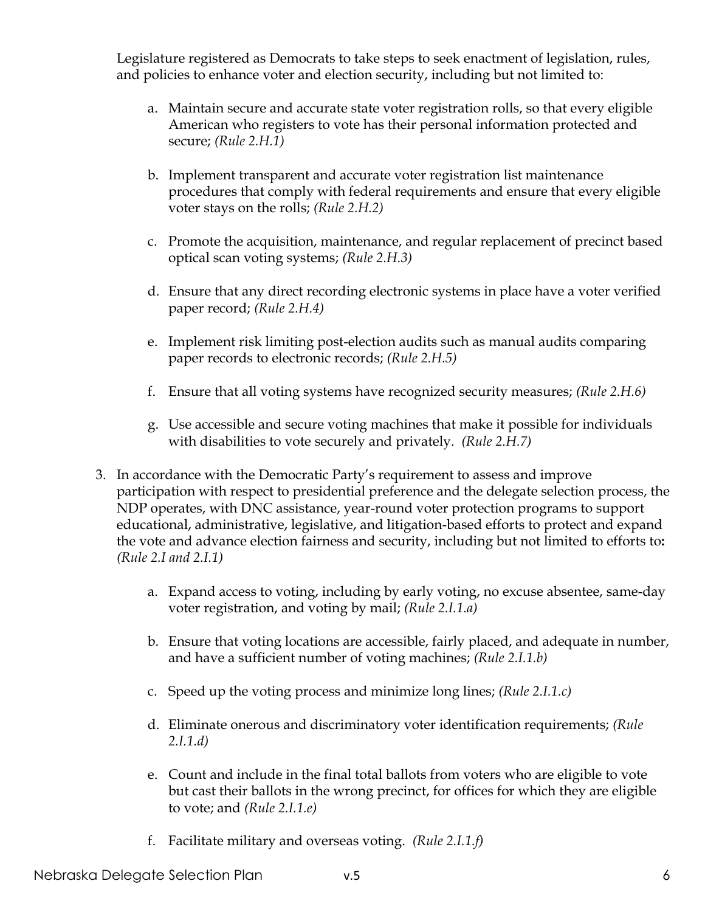Legislature registered as Democrats to take steps to seek enactment of legislation, rules, and policies to enhance voter and election security, including but not limited to:

   a. Maintain secure and accurate state voter registration rolls, so that every eligible American who registers to vote has their personal information protected and secure; *(Rule 2.H.1)*

   b. Implement transparent and accurate voter registration list maintenance procedures that comply with federal requirements and ensure that every eligible voter stays on the rolls; *(Rule 2.H.2)*

   c. Promote the acquisition, maintenance, and regular replacement of precinct based optical scan voting systems; *(Rule 2.H.3)*

   d. Ensure that any direct recording electronic systems in place have a voter verified paper record; *(Rule 2.H.4)*

   e. Implement risk limiting post-election audits such as manual audits comparing paper records to electronic records; *(Rule 2.H.5)*

   f. Ensure that all voting systems have recognized security measures; *(Rule 2.H.6)*

   g. Use accessible and secure voting machines that make it possible for individuals with disabilities to vote securely and privately. *(Rule 2.H.7)*

3. In accordance with the Democratic Party's requirement to assess and improve participation with respect to presidential preference and the delegate selection process, the NDP operates, with DNC assistance, year-round voter protection programs to support educational, administrative, legislative, and litigation-based efforts to protect and expand the vote and advance election fairness and security, including but not limited to efforts to**:** *(Rule 2.I and 2.I.1)*

   a. Expand access to voting, including by early voting, no excuse absentee, same-day voter registration, and voting by mail; *(Rule 2.I.1.a)*

   b. Ensure that voting locations are accessible, fairly placed, and adequate in number, and have a sufficient number of voting machines; *(Rule 2.I.1.b)*

   c. Speed up the voting process and minimize long lines; *(Rule 2.I.1.c)*

   d. Eliminate onerous and discriminatory voter identification requirements; *(Rule 2.I.1.d)*

   e. Count and include in the final total ballots from voters who are eligible to vote but cast their ballots in the wrong precinct, for offices for which they are eligible to vote; and *(Rule 2.I.1.e)*

   f. Facilitate military and overseas voting. *(Rule 2.I.1.f)*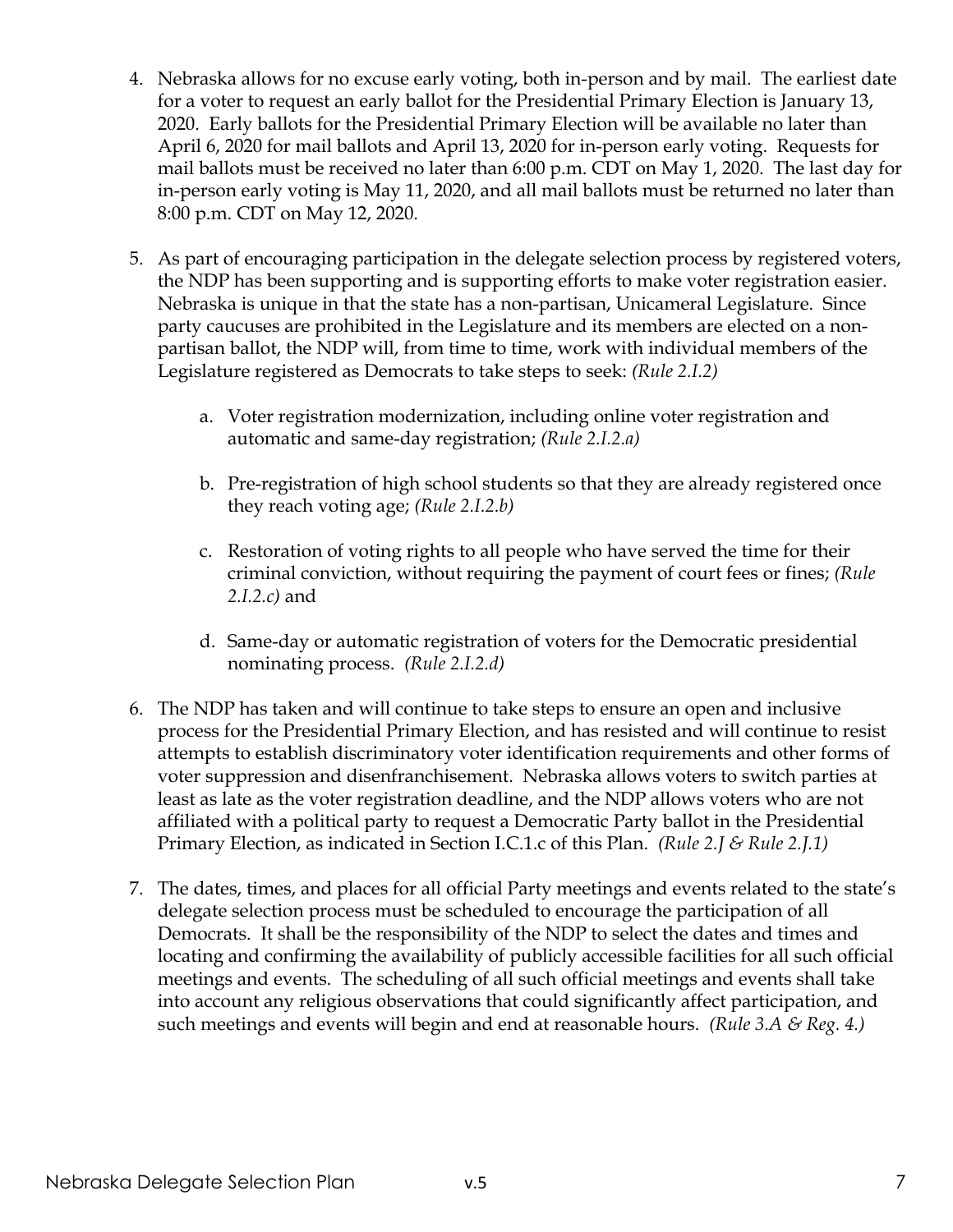4. Nebraska allows for no excuse early voting, both in-person and by mail. The earliest date for a voter to request an early ballot for the Presidential Primary Election is January 13, 2020. Early ballots for the Presidential Primary Election will be available no later than April 6, 2020 for mail ballots and April 13, 2020 for in-person early voting. Requests for mail ballots must be received no later than 6:00 p.m. CDT on May 1, 2020. The last day for in-person early voting is May 11, 2020, and all mail ballots must be returned no later than 8:00 p.m. CDT on May 12, 2020.

5. As part of encouraging participation in the delegate selection process by registered voters, the NDP has been supporting and is supporting efforts to make voter registration easier. Nebraska is unique in that the state has a non-partisan, Unicameral Legislature. Since party caucuses are prohibited in the Legislature and its members are elected on a non-partisan ballot, the NDP will, from time to time, work with individual members of the Legislature registered as Democrats to take steps to seek: *(Rule 2.I.2)*

    a. Voter registration modernization, including online voter registration and automatic and same-day registration; *(Rule 2.I.2.a)*

    b. Pre-registration of high school students so that they are already registered once they reach voting age; *(Rule 2.I.2.b)*

    c. Restoration of voting rights to all people who have served the time for their criminal conviction, without requiring the payment of court fees or fines; *(Rule 2.I.2.c)* and

    d. Same-day or automatic registration of voters for the Democratic presidential nominating process. *(Rule 2.I.2.d)*

6. The NDP has taken and will continue to take steps to ensure an open and inclusive process for the Presidential Primary Election, and has resisted and will continue to resist attempts to establish discriminatory voter identification requirements and other forms of voter suppression and disenfranchisement. Nebraska allows voters to switch parties at least as late as the voter registration deadline, and the NDP allows voters who are not affiliated with a political party to request a Democratic Party ballot in the Presidential Primary Election, as indicated in Section I.C.1.c of this Plan. *(Rule 2.J & Rule 2.J.1)*

7. The dates, times, and places for all official Party meetings and events related to the state's delegate selection process must be scheduled to encourage the participation of all Democrats. It shall be the responsibility of the NDP to select the dates and times and locating and confirming the availability of publicly accessible facilities for all such official meetings and events. The scheduling of all such official meetings and events shall take into account any religious observations that could significantly affect participation, and such meetings and events will begin and end at reasonable hours. *(Rule 3.A & Reg. 4.)*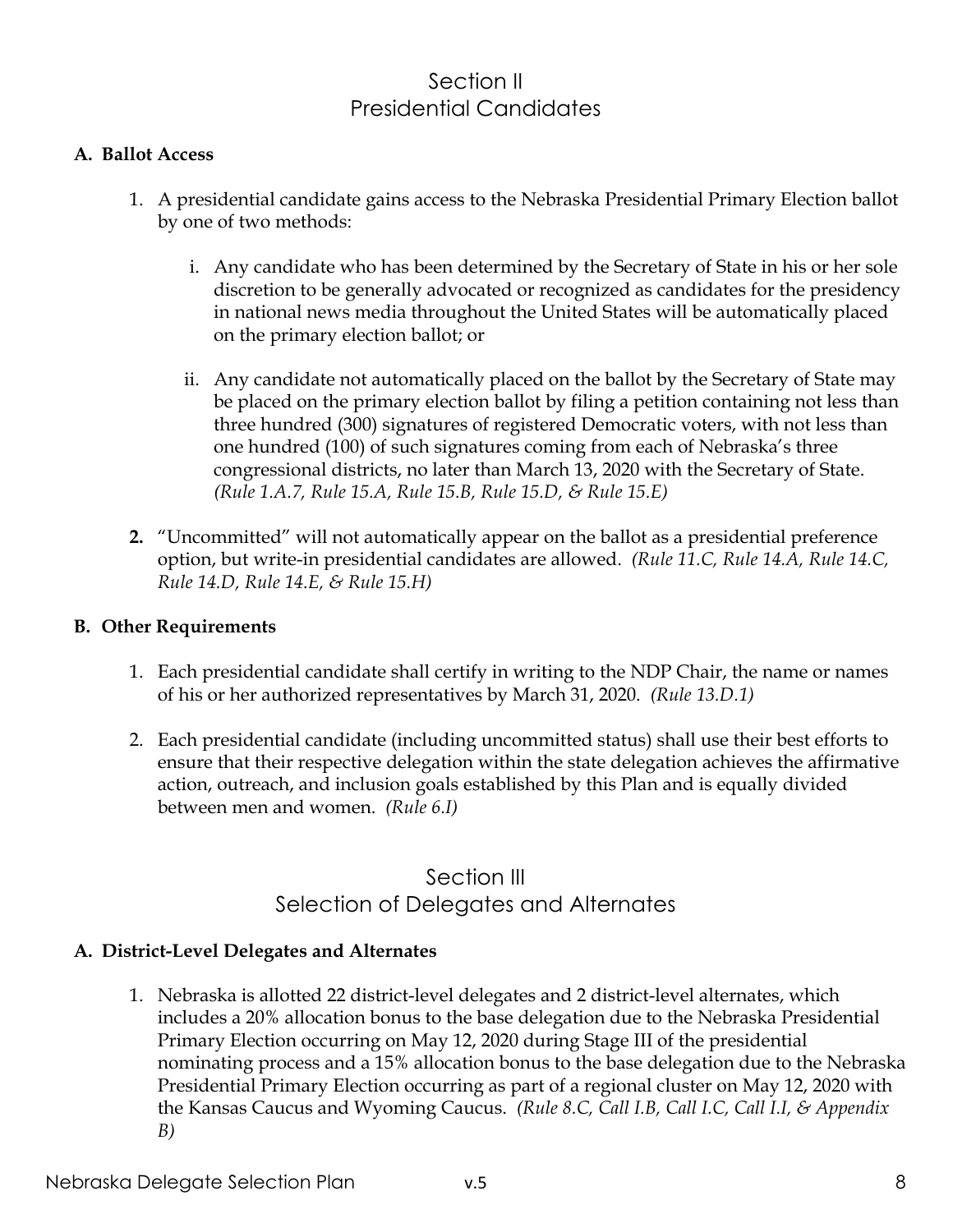# Section II
# Presidential Candidates

**A. Ballot Access**

1. A presidential candidate gains access to the Nebraska Presidential Primary Election ballot by one of two methods:

   i. Any candidate who has been determined by the Secretary of State in his or her sole discretion to be generally advocated or recognized as candidates for the presidency in national news media throughout the United States will be automatically placed on the primary election ballot; or

   ii. Any candidate not automatically placed on the ballot by the Secretary of State may be placed on the primary election ballot by filing a petition containing not less than three hundred (300) signatures of registered Democratic voters, with not less than one hundred (100) of such signatures coming from each of Nebraska's three congressional districts, no later than March 13, 2020 with the Secretary of State. *(Rule 1.A.7, Rule 15.A, Rule 15.B, Rule 15.D, & Rule 15.E)*

2. "Uncommitted" will not automatically appear on the ballot as a presidential preference option, but write-in presidential candidates are allowed. *(Rule 11.C, Rule 14.A, Rule 14.C, Rule 14.D, Rule 14.E, & Rule 15.H)*

**B. Other Requirements**

1. Each presidential candidate shall certify in writing to the NDP Chair, the name or names of his or her authorized representatives by March 31, 2020. *(Rule 13.D.1)*

2. Each presidential candidate (including uncommitted status) shall use their best efforts to ensure that their respective delegation within the state delegation achieves the affirmative action, outreach, and inclusion goals established by this Plan and is equally divided between men and women. *(Rule 6.I)*

# Section III
# Selection of Delegates and Alternates

**A. District-Level Delegates and Alternates**

1. Nebraska is allotted 22 district-level delegates and 2 district-level alternates, which includes a 20% allocation bonus to the base delegation due to the Nebraska Presidential Primary Election occurring on May 12, 2020 during Stage III of the presidential nominating process and a 15% allocation bonus to the base delegation due to the Nebraska Presidential Primary Election occurring as part of a regional cluster on May 12, 2020 with the Kansas Caucus and Wyoming Caucus. *(Rule 8.C, Call I.B, Call I.C, Call I.I, & Appendix B)*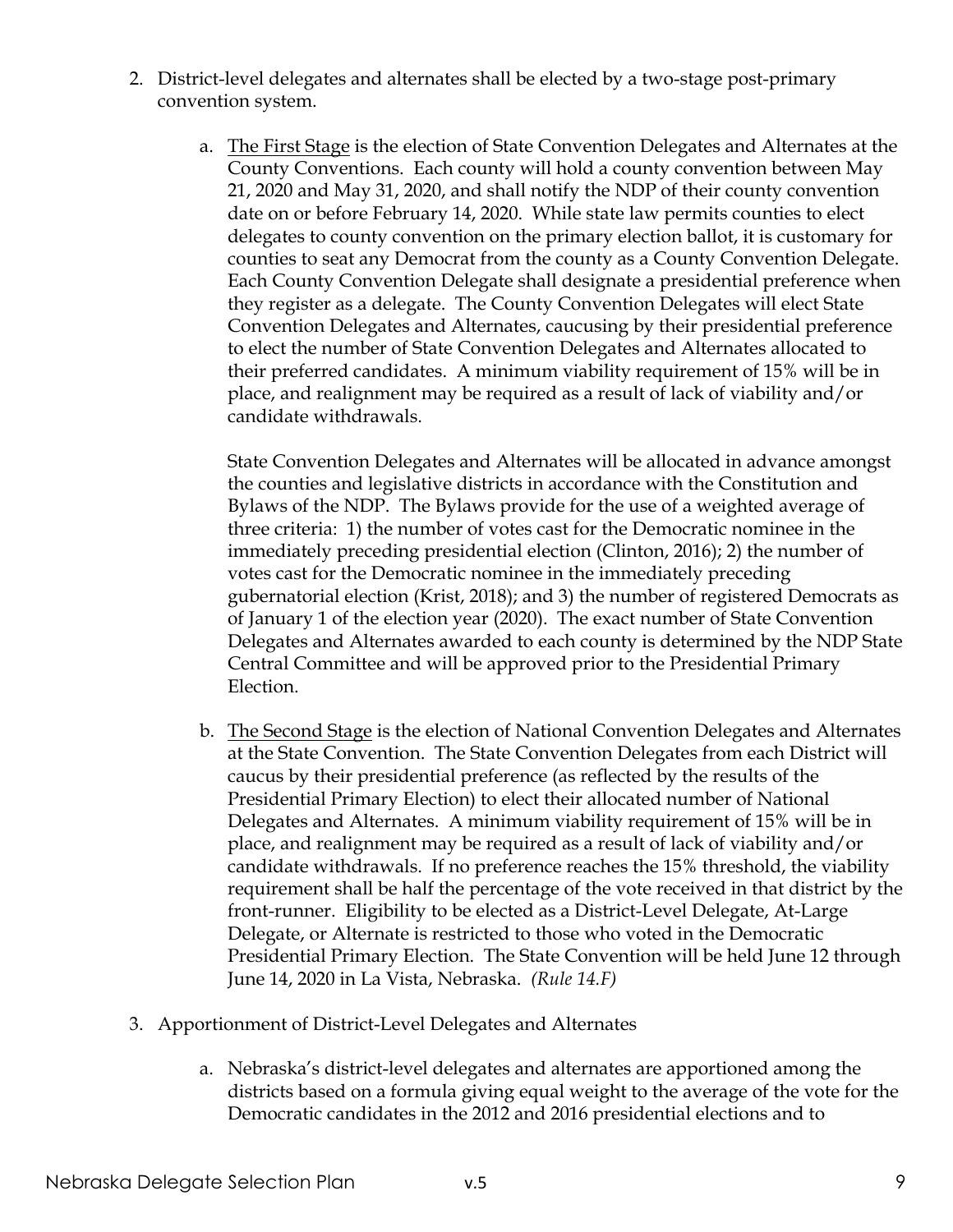2. District-level delegates and alternates shall be elected by a two-stage post-primary convention system.

    a. The First Stage is the election of State Convention Delegates and Alternates at the County Conventions. Each county will hold a county convention between May 21, 2020 and May 31, 2020, and shall notify the NDP of their county convention date on or before February 14, 2020. While state law permits counties to elect delegates to county convention on the primary election ballot, it is customary for counties to seat any Democrat from the county as a County Convention Delegate. Each County Convention Delegate shall designate a presidential preference when they register as a delegate. The County Convention Delegates will elect State Convention Delegates and Alternates, caucusing by their presidential preference to elect the number of State Convention Delegates and Alternates allocated to their preferred candidates. A minimum viability requirement of 15% will be in place, and realignment may be required as a result of lack of viability and/or candidate withdrawals.

       State Convention Delegates and Alternates will be allocated in advance amongst the counties and legislative districts in accordance with the Constitution and Bylaws of the NDP. The Bylaws provide for the use of a weighted average of three criteria: 1) the number of votes cast for the Democratic nominee in the immediately preceding presidential election (Clinton, 2016); 2) the number of votes cast for the Democratic nominee in the immediately preceding gubernatorial election (Krist, 2018); and 3) the number of registered Democrats as of January 1 of the election year (2020). The exact number of State Convention Delegates and Alternates awarded to each county is determined by the NDP State Central Committee and will be approved prior to the Presidential Primary Election.

    b. The Second Stage is the election of National Convention Delegates and Alternates at the State Convention. The State Convention Delegates from each District will caucus by their presidential preference (as reflected by the results of the Presidential Primary Election) to elect their allocated number of National Delegates and Alternates. A minimum viability requirement of 15% will be in place, and realignment may be required as a result of lack of viability and/or candidate withdrawals. If no preference reaches the 15% threshold, the viability requirement shall be half the percentage of the vote received in that district by the front-runner. Eligibility to be elected as a District-Level Delegate, At-Large Delegate, or Alternate is restricted to those who voted in the Democratic Presidential Primary Election. The State Convention will be held June 12 through June 14, 2020 in La Vista, Nebraska. *(Rule 14.F)*

3. Apportionment of District-Level Delegates and Alternates

    a. Nebraska's district-level delegates and alternates are apportioned among the districts based on a formula giving equal weight to the average of the vote for the Democratic candidates in the 2012 and 2016 presidential elections and to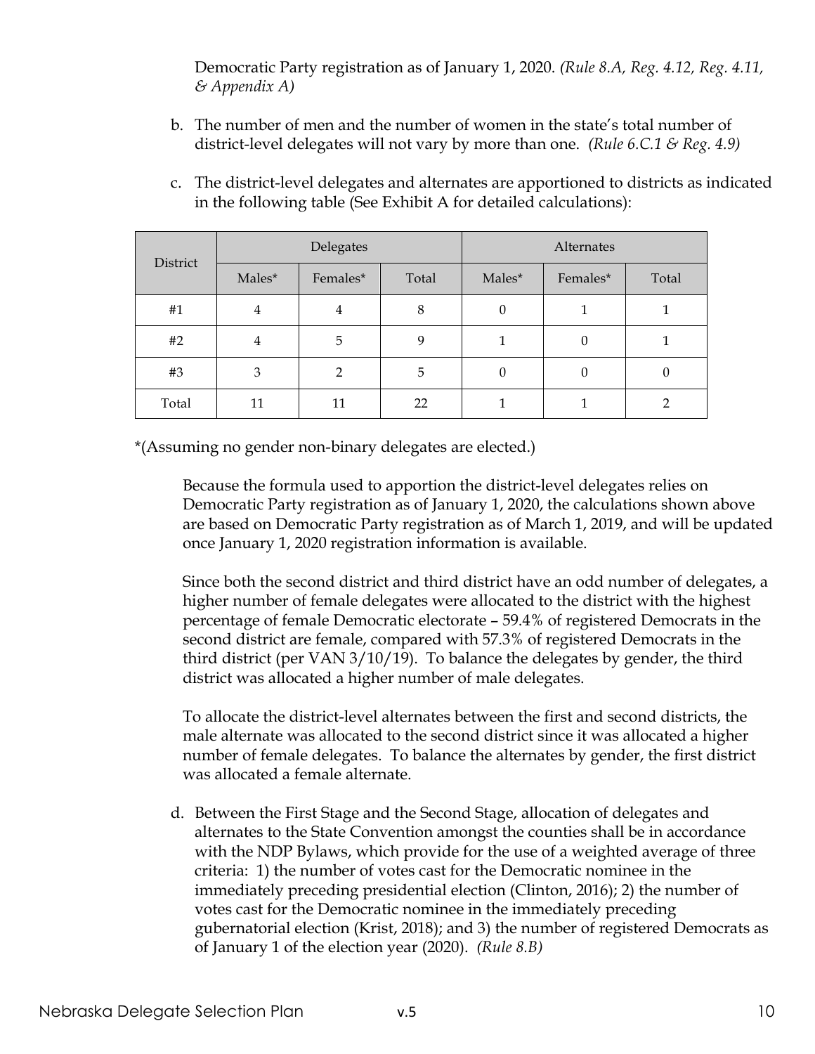Democratic Party registration as of January 1, 2020. *(Rule 8.A, Reg. 4.12, Reg. 4.11, & Appendix A)*

b. The number of men and the number of women in the state's total number of district-level delegates will not vary by more than one. *(Rule 6.C.1 & Reg. 4.9)*

c. The district-level delegates and alternates are apportioned to districts as indicated in the following table (See Exhibit A for detailed calculations):

| District | Delegates | | | Alternates | | |
|---|---|---|---|---|---|---|
| | Males* | Females* | Total | Males* | Females* | Total |
| #1 | 4 | 4 | 8 | 0 | 1 | 1 |
| #2 | 4 | 5 | 9 | 1 | 0 | 1 |
| #3 | 3 | 2 | 5 | 0 | 0 | 0 |
| Total | 11 | 11 | 22 | 1 | 1 | 2 |

*(Assuming no gender non-binary delegates are elected.)

Because the formula used to apportion the district-level delegates relies on Democratic Party registration as of January 1, 2020, the calculations shown above are based on Democratic Party registration as of March 1, 2019, and will be updated once January 1, 2020 registration information is available.

Since both the second district and third district have an odd number of delegates, a higher number of female delegates were allocated to the district with the highest percentage of female Democratic electorate – 59.4% of registered Democrats in the second district are female, compared with 57.3% of registered Democrats in the third district (per VAN 3/10/19). To balance the delegates by gender, the third district was allocated a higher number of male delegates.

To allocate the district-level alternates between the first and second districts, the male alternate was allocated to the second district since it was allocated a higher number of female delegates. To balance the alternates by gender, the first district was allocated a female alternate.

d. Between the First Stage and the Second Stage, allocation of delegates and alternates to the State Convention amongst the counties shall be in accordance with the NDP Bylaws, which provide for the use of a weighted average of three criteria: 1) the number of votes cast for the Democratic nominee in the immediately preceding presidential election (Clinton, 2016); 2) the number of votes cast for the Democratic nominee in the immediately preceding gubernatorial election (Krist, 2018); and 3) the number of registered Democrats as of January 1 of the election year (2020). *(Rule 8.B)*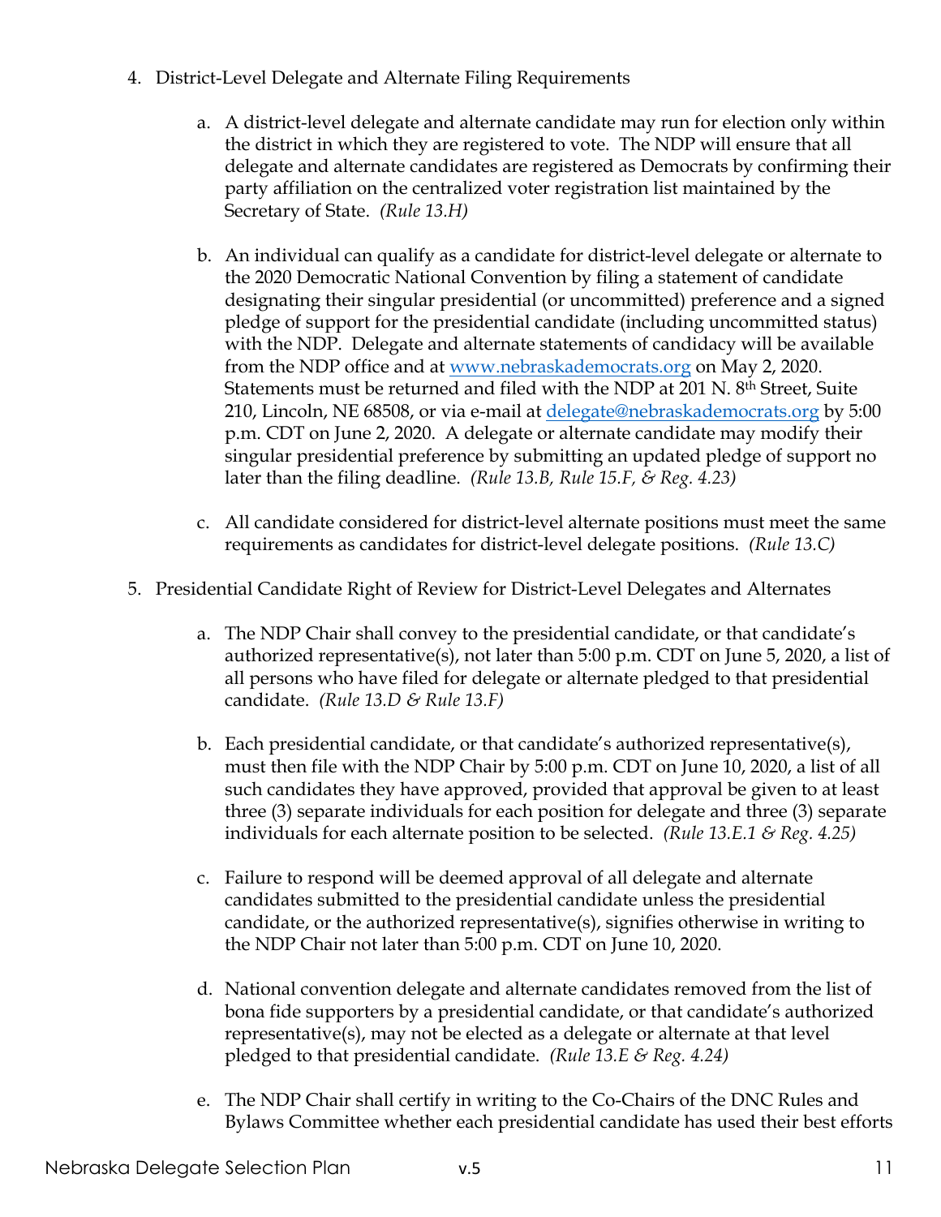4. District-Level Delegate and Alternate Filing Requirements

    a. A district-level delegate and alternate candidate may run for election only within the district in which they are registered to vote. The NDP will ensure that all delegate and alternate candidates are registered as Democrats by confirming their party affiliation on the centralized voter registration list maintained by the Secretary of State. *(Rule 13.H)*

    b. An individual can qualify as a candidate for district-level delegate or alternate to the 2020 Democratic National Convention by filing a statement of candidate designating their singular presidential (or uncommitted) preference and a signed pledge of support for the presidential candidate (including uncommitted status) with the NDP. Delegate and alternate statements of candidacy will be available from the NDP office and at [www.nebraskademocrats.org](http://www.nebraskademocrats.org) on May 2, 2020. Statements must be returned and filed with the NDP at 201 N. 8th Street, Suite 210, Lincoln, NE 68508, or via e-mail at [delegate@nebraskademocrats.org](mailto:delegate@nebraskademocrats.org) by 5:00 p.m. CDT on June 2, 2020. A delegate or alternate candidate may modify their singular presidential preference by submitting an updated pledge of support no later than the filing deadline. *(Rule 13.B, Rule 15.F, & Reg. 4.23)*

    c. All candidate considered for district-level alternate positions must meet the same requirements as candidates for district-level delegate positions. *(Rule 13.C)*

5. Presidential Candidate Right of Review for District-Level Delegates and Alternates

    a. The NDP Chair shall convey to the presidential candidate, or that candidate's authorized representative(s), not later than 5:00 p.m. CDT on June 5, 2020, a list of all persons who have filed for delegate or alternate pledged to that presidential candidate. *(Rule 13.D & Rule 13.F)*

    b. Each presidential candidate, or that candidate's authorized representative(s), must then file with the NDP Chair by 5:00 p.m. CDT on June 10, 2020, a list of all such candidates they have approved, provided that approval be given to at least three (3) separate individuals for each position for delegate and three (3) separate individuals for each alternate position to be selected. *(Rule 13.E.1 & Reg. 4.25)*

    c. Failure to respond will be deemed approval of all delegate and alternate candidates submitted to the presidential candidate unless the presidential candidate, or the authorized representative(s), signifies otherwise in writing to the NDP Chair not later than 5:00 p.m. CDT on June 10, 2020.

    d. National convention delegate and alternate candidates removed from the list of bona fide supporters by a presidential candidate, or that candidate's authorized representative(s), may not be elected as a delegate or alternate at that level pledged to that presidential candidate. *(Rule 13.E & Reg. 4.24)*

    e. The NDP Chair shall certify in writing to the Co-Chairs of the DNC Rules and Bylaws Committee whether each presidential candidate has used their best efforts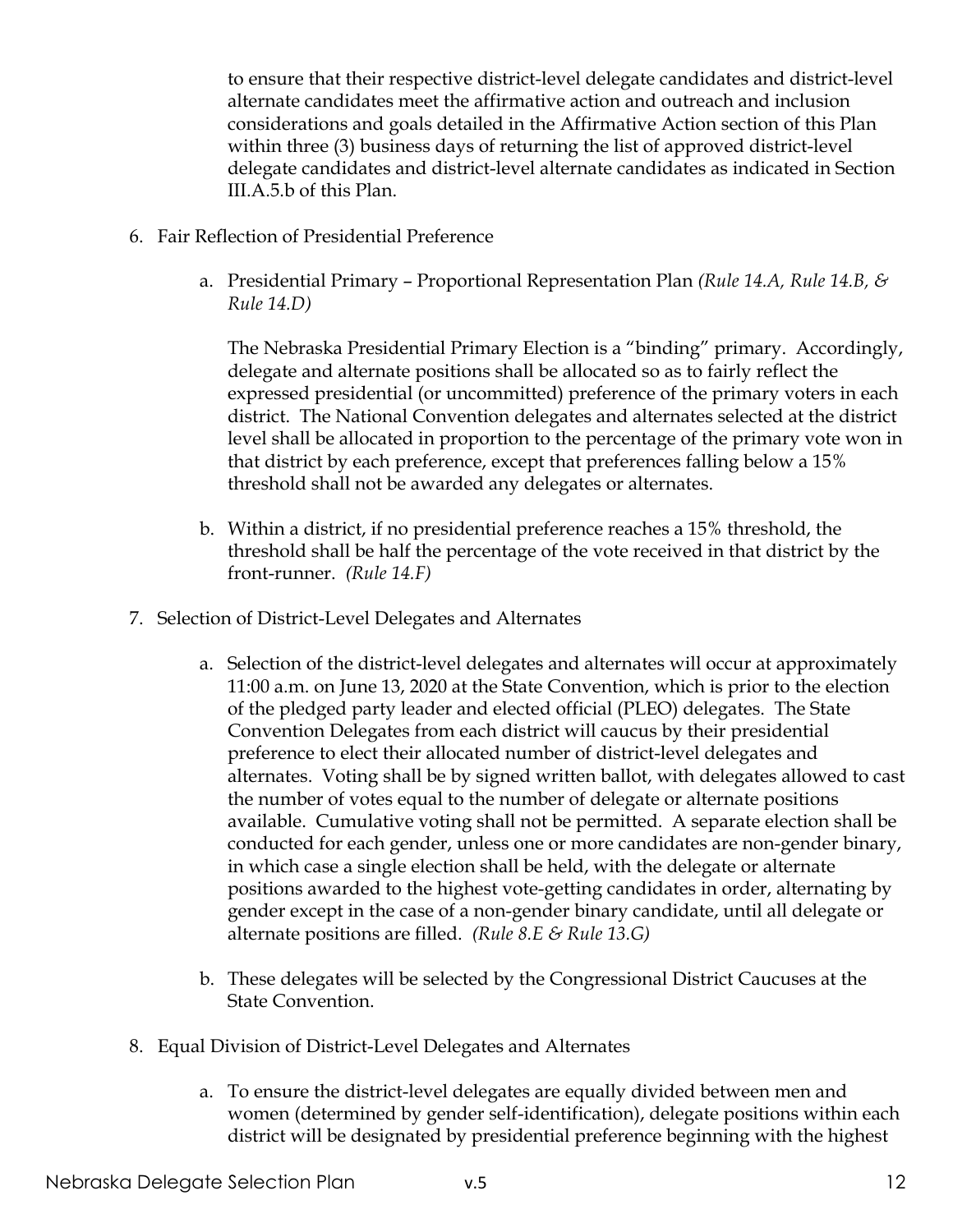to ensure that their respective district-level delegate candidates and district-level alternate candidates meet the affirmative action and outreach and inclusion considerations and goals detailed in the Affirmative Action section of this Plan within three (3) business days of returning the list of approved district-level delegate candidates and district-level alternate candidates as indicated in Section III.A.5.b of this Plan.

6. Fair Reflection of Presidential Preference

   a. Presidential Primary – Proportional Representation Plan *(Rule 14.A, Rule 14.B, & Rule 14.D)*

      The Nebraska Presidential Primary Election is a "binding" primary. Accordingly, delegate and alternate positions shall be allocated so as to fairly reflect the expressed presidential (or uncommitted) preference of the primary voters in each district. The National Convention delegates and alternates selected at the district level shall be allocated in proportion to the percentage of the primary vote won in that district by each preference, except that preferences falling below a 15% threshold shall not be awarded any delegates or alternates.

   b. Within a district, if no presidential preference reaches a 15% threshold, the threshold shall be half the percentage of the vote received in that district by the front-runner. *(Rule 14.F)*

7. Selection of District-Level Delegates and Alternates

   a. Selection of the district-level delegates and alternates will occur at approximately 11:00 a.m. on June 13, 2020 at the State Convention, which is prior to the election of the pledged party leader and elected official (PLEO) delegates. The State Convention Delegates from each district will caucus by their presidential preference to elect their allocated number of district-level delegates and alternates. Voting shall be by signed written ballot, with delegates allowed to cast the number of votes equal to the number of delegate or alternate positions available. Cumulative voting shall not be permitted. A separate election shall be conducted for each gender, unless one or more candidates are non-gender binary, in which case a single election shall be held, with the delegate or alternate positions awarded to the highest vote-getting candidates in order, alternating by gender except in the case of a non-gender binary candidate, until all delegate or alternate positions are filled. *(Rule 8.E & Rule 13.G)*

   b. These delegates will be selected by the Congressional District Caucuses at the State Convention.

8. Equal Division of District-Level Delegates and Alternates

   a. To ensure the district-level delegates are equally divided between men and women (determined by gender self-identification), delegate positions within each district will be designated by presidential preference beginning with the highest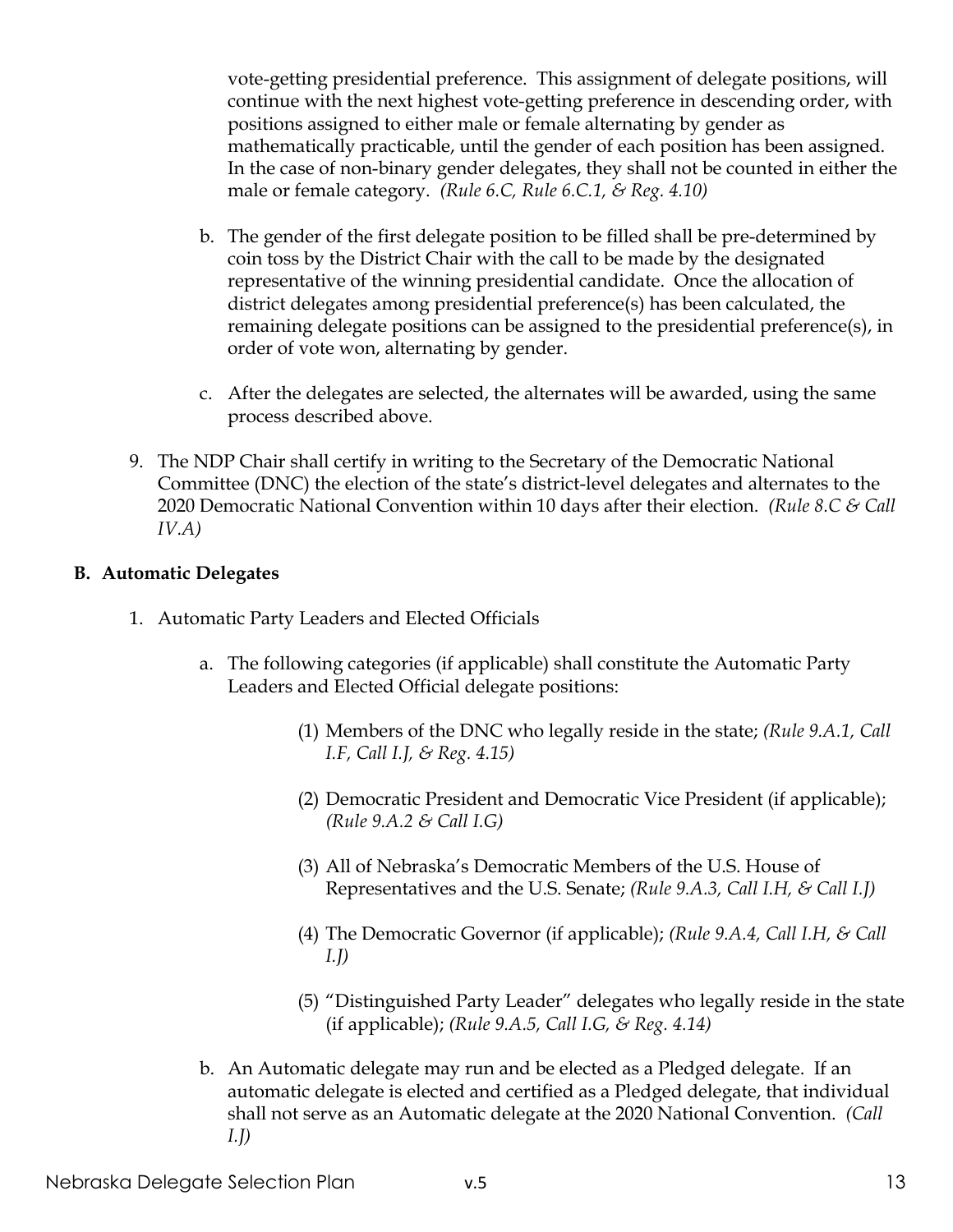vote-getting presidential preference. This assignment of delegate positions, will continue with the next highest vote-getting preference in descending order, with positions assigned to either male or female alternating by gender as mathematically practicable, until the gender of each position has been assigned. In the case of non-binary gender delegates, they shall not be counted in either the male or female category. *(Rule 6.C, Rule 6.C.1, & Reg. 4.10)*

b. The gender of the first delegate position to be filled shall be pre-determined by coin toss by the District Chair with the call to be made by the designated representative of the winning presidential candidate. Once the allocation of district delegates among presidential preference(s) has been calculated, the remaining delegate positions can be assigned to the presidential preference(s), in order of vote won, alternating by gender.

c. After the delegates are selected, the alternates will be awarded, using the same process described above.

9. The NDP Chair shall certify in writing to the Secretary of the Democratic National Committee (DNC) the election of the state's district-level delegates and alternates to the 2020 Democratic National Convention within 10 days after their election. *(Rule 8.C & Call IV.A)*

### B. Automatic Delegates

1. Automatic Party Leaders and Elected Officials

   a. The following categories (if applicable) shall constitute the Automatic Party Leaders and Elected Official delegate positions:

      (1) Members of the DNC who legally reside in the state; *(Rule 9.A.1, Call I.F, Call I.J, & Reg. 4.15)*

      (2) Democratic President and Democratic Vice President (if applicable); *(Rule 9.A.2 & Call I.G)*

      (3) All of Nebraska's Democratic Members of the U.S. House of Representatives and the U.S. Senate; *(Rule 9.A.3, Call I.H, & Call I.J)*

      (4) The Democratic Governor (if applicable); *(Rule 9.A.4, Call I.H, & Call I.J)*

      (5) "Distinguished Party Leader" delegates who legally reside in the state (if applicable); *(Rule 9.A.5, Call I.G, & Reg. 4.14)*

   b. An Automatic delegate may run and be elected as a Pledged delegate. If an automatic delegate is elected and certified as a Pledged delegate, that individual shall not serve as an Automatic delegate at the 2020 National Convention. *(Call I.J)*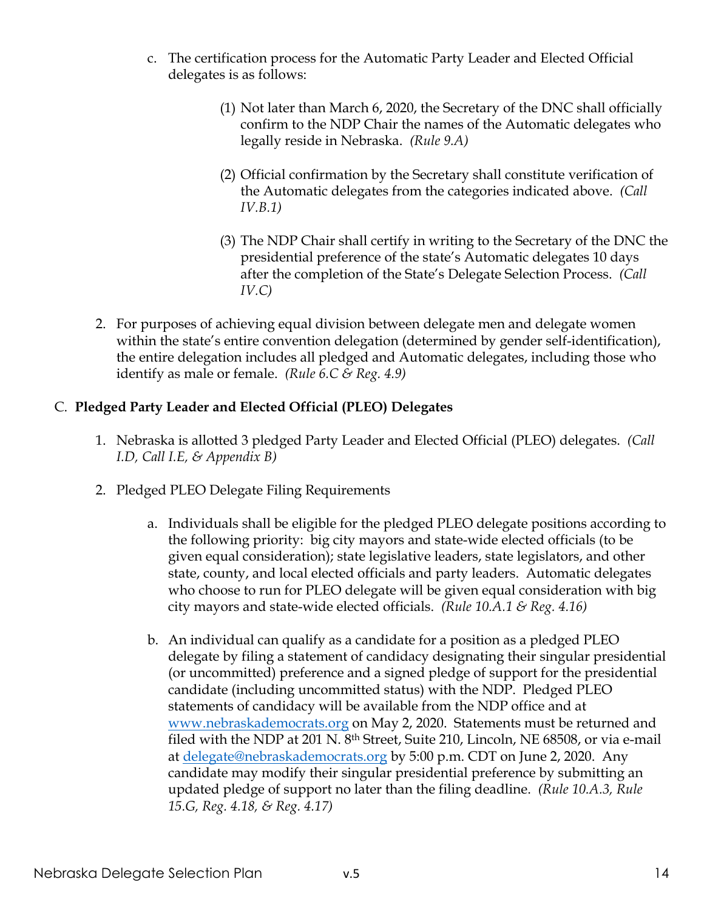c. The certification process for the Automatic Party Leader and Elected Official delegates is as follows:

   (1) Not later than March 6, 2020, the Secretary of the DNC shall officially confirm to the NDP Chair the names of the Automatic delegates who legally reside in Nebraska. *(Rule 9.A)*

   (2) Official confirmation by the Secretary shall constitute verification of the Automatic delegates from the categories indicated above. *(Call IV.B.1)*

   (3) The NDP Chair shall certify in writing to the Secretary of the DNC the presidential preference of the state's Automatic delegates 10 days after the completion of the State's Delegate Selection Process. *(Call IV.C)*

2. For purposes of achieving equal division between delegate men and delegate women within the state's entire convention delegation (determined by gender self-identification), the entire delegation includes all pledged and Automatic delegates, including those who identify as male or female. *(Rule 6.C & Reg. 4.9)*

## C. **Pledged Party Leader and Elected Official (PLEO) Delegates**

1. Nebraska is allotted 3 pledged Party Leader and Elected Official (PLEO) delegates. *(Call I.D, Call I.E, & Appendix B)*

2. Pledged PLEO Delegate Filing Requirements

   a. Individuals shall be eligible for the pledged PLEO delegate positions according to the following priority: big city mayors and state-wide elected officials (to be given equal consideration); state legislative leaders, state legislators, and other state, county, and local elected officials and party leaders. Automatic delegates who choose to run for PLEO delegate will be given equal consideration with big city mayors and state-wide elected officials. *(Rule 10.A.1 & Reg. 4.16)*

   b. An individual can qualify as a candidate for a position as a pledged PLEO delegate by filing a statement of candidacy designating their singular presidential (or uncommitted) preference and a signed pledge of support for the presidential candidate (including uncommitted status) with the NDP. Pledged PLEO statements of candidacy will be available from the NDP office and at www.nebraskademocrats.org on May 2, 2020. Statements must be returned and filed with the NDP at 201 N. 8th Street, Suite 210, Lincoln, NE 68508, or via e-mail at delegate@nebraskademocrats.org by 5:00 p.m. CDT on June 2, 2020. Any candidate may modify their singular presidential preference by submitting an updated pledge of support no later than the filing deadline. *(Rule 10.A.3, Rule 15.G, Reg. 4.18, & Reg. 4.17)*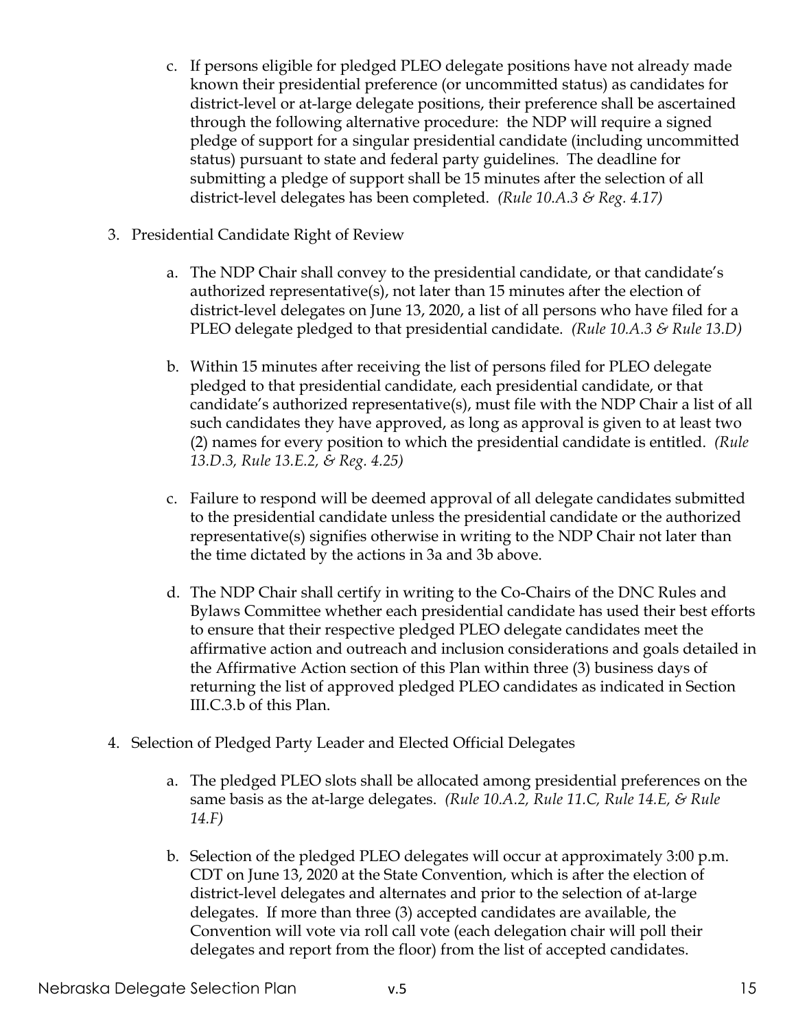c. If persons eligible for pledged PLEO delegate positions have not already made known their presidential preference (or uncommitted status) as candidates for district-level or at-large delegate positions, their preference shall be ascertained through the following alternative procedure: the NDP will require a signed pledge of support for a singular presidential candidate (including uncommitted status) pursuant to state and federal party guidelines. The deadline for submitting a pledge of support shall be 15 minutes after the selection of all district-level delegates has been completed. *(Rule 10.A.3 & Reg. 4.17)*

3. Presidential Candidate Right of Review

   a. The NDP Chair shall convey to the presidential candidate, or that candidate's authorized representative(s), not later than 15 minutes after the election of district-level delegates on June 13, 2020, a list of all persons who have filed for a PLEO delegate pledged to that presidential candidate. *(Rule 10.A.3 & Rule 13.D)*

   b. Within 15 minutes after receiving the list of persons filed for PLEO delegate pledged to that presidential candidate, each presidential candidate, or that candidate's authorized representative(s), must file with the NDP Chair a list of all such candidates they have approved, as long as approval is given to at least two (2) names for every position to which the presidential candidate is entitled. *(Rule 13.D.3, Rule 13.E.2, & Reg. 4.25)*

   c. Failure to respond will be deemed approval of all delegate candidates submitted to the presidential candidate unless the presidential candidate or the authorized representative(s) signifies otherwise in writing to the NDP Chair not later than the time dictated by the actions in 3a and 3b above.

   d. The NDP Chair shall certify in writing to the Co-Chairs of the DNC Rules and Bylaws Committee whether each presidential candidate has used their best efforts to ensure that their respective pledged PLEO delegate candidates meet the affirmative action and outreach and inclusion considerations and goals detailed in the Affirmative Action section of this Plan within three (3) business days of returning the list of approved pledged PLEO candidates as indicated in Section III.C.3.b of this Plan.

4. Selection of Pledged Party Leader and Elected Official Delegates

   a. The pledged PLEO slots shall be allocated among presidential preferences on the same basis as the at-large delegates. *(Rule 10.A.2, Rule 11.C, Rule 14.E, & Rule 14.F)*

   b. Selection of the pledged PLEO delegates will occur at approximately 3:00 p.m. CDT on June 13, 2020 at the State Convention, which is after the election of district-level delegates and alternates and prior to the selection of at-large delegates. If more than three (3) accepted candidates are available, the Convention will vote via roll call vote (each delegation chair will poll their delegates and report from the floor) from the list of accepted candidates.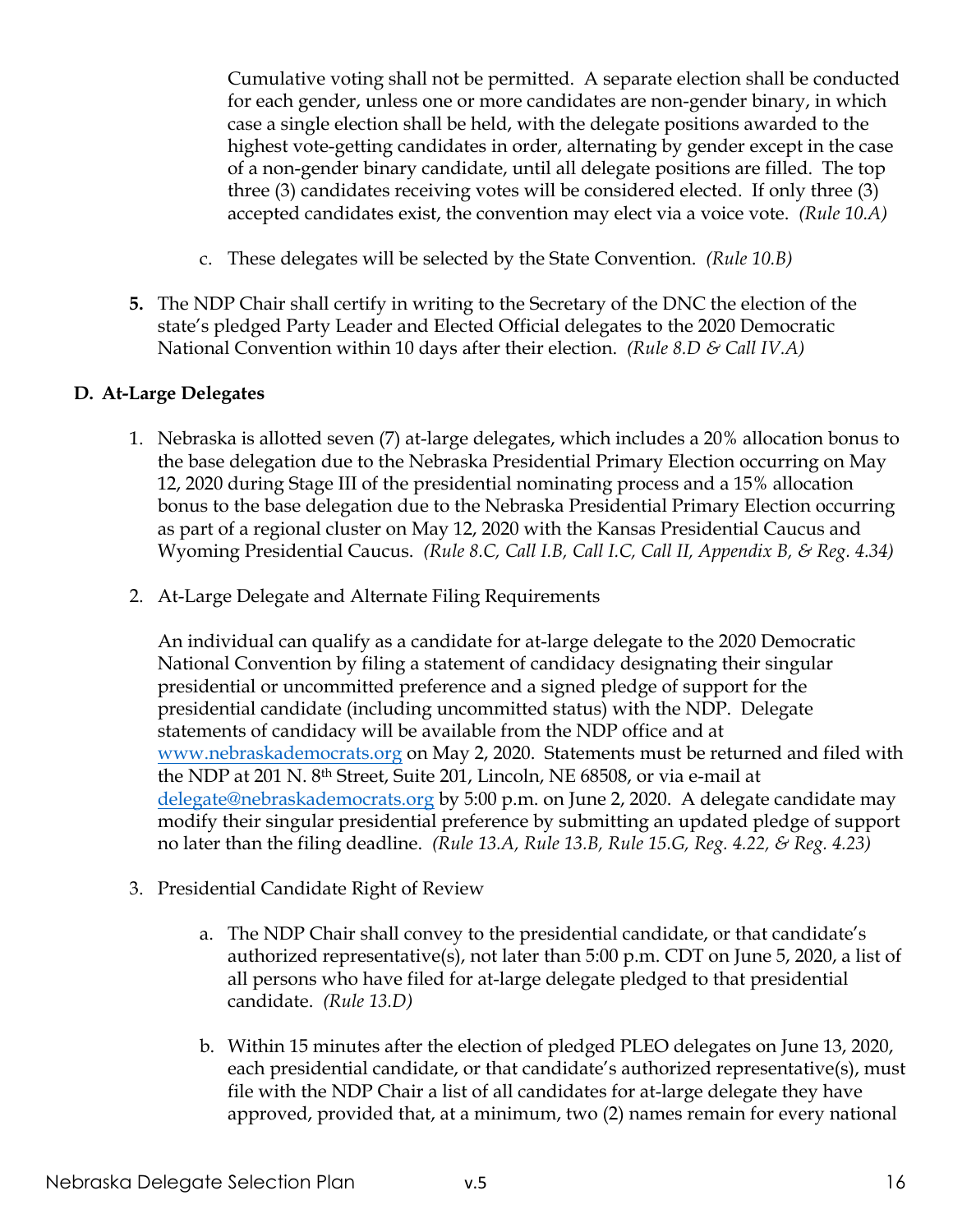Cumulative voting shall not be permitted. A separate election shall be conducted for each gender, unless one or more candidates are non-gender binary, in which case a single election shall be held, with the delegate positions awarded to the highest vote-getting candidates in order, alternating by gender except in the case of a non-gender binary candidate, until all delegate positions are filled. The top three (3) candidates receiving votes will be considered elected. If only three (3) accepted candidates exist, the convention may elect via a voice vote. *(Rule 10.A)*

c. These delegates will be selected by the State Convention. *(Rule 10.B)*

**5.** The NDP Chair shall certify in writing to the Secretary of the DNC the election of the state's pledged Party Leader and Elected Official delegates to the 2020 Democratic National Convention within 10 days after their election. *(Rule 8.D & Call IV.A)*

### D. At-Large Delegates

1. Nebraska is allotted seven (7) at-large delegates, which includes a 20% allocation bonus to the base delegation due to the Nebraska Presidential Primary Election occurring on May 12, 2020 during Stage III of the presidential nominating process and a 15% allocation bonus to the base delegation due to the Nebraska Presidential Primary Election occurring as part of a regional cluster on May 12, 2020 with the Kansas Presidential Caucus and Wyoming Presidential Caucus. *(Rule 8.C, Call I.B, Call I.C, Call II, Appendix B, & Reg. 4.34)*

2. At-Large Delegate and Alternate Filing Requirements

   An individual can qualify as a candidate for at-large delegate to the 2020 Democratic National Convention by filing a statement of candidacy designating their singular presidential or uncommitted preference and a signed pledge of support for the presidential candidate (including uncommitted status) with the NDP. Delegate statements of candidacy will be available from the NDP office and at www.nebraskademocrats.org on May 2, 2020. Statements must be returned and filed with the NDP at 201 N. 8th Street, Suite 201, Lincoln, NE 68508, or via e-mail at delegate@nebraskademocrats.org by 5:00 p.m. on June 2, 2020. A delegate candidate may modify their singular presidential preference by submitting an updated pledge of support no later than the filing deadline. *(Rule 13.A, Rule 13.B, Rule 15.G, Reg. 4.22, & Reg. 4.23)*

3. Presidential Candidate Right of Review

   a. The NDP Chair shall convey to the presidential candidate, or that candidate's authorized representative(s), not later than 5:00 p.m. CDT on June 5, 2020, a list of all persons who have filed for at-large delegate pledged to that presidential candidate. *(Rule 13.D)*

   b. Within 15 minutes after the election of pledged PLEO delegates on June 13, 2020, each presidential candidate, or that candidate's authorized representative(s), must file with the NDP Chair a list of all candidates for at-large delegate they have approved, provided that, at a minimum, two (2) names remain for every national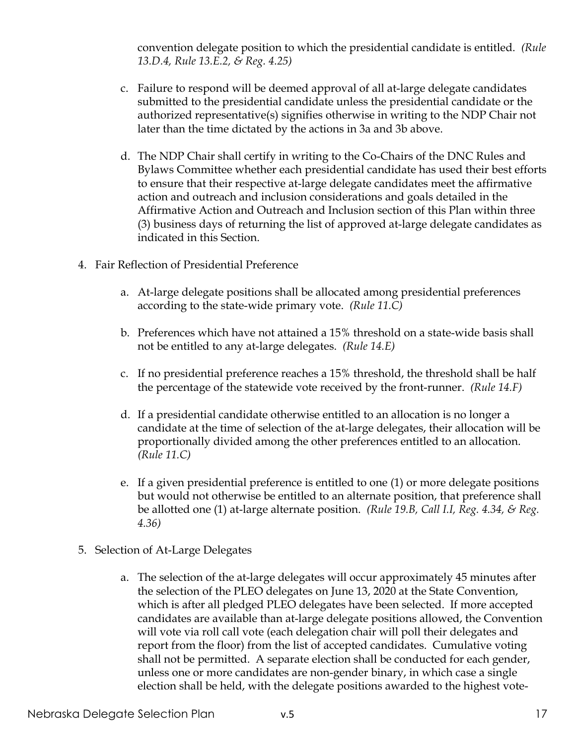convention delegate position to which the presidential candidate is entitled. *(Rule 13.D.4, Rule 13.E.2, & Reg. 4.25)*

c. Failure to respond will be deemed approval of all at-large delegate candidates submitted to the presidential candidate unless the presidential candidate or the authorized representative(s) signifies otherwise in writing to the NDP Chair not later than the time dictated by the actions in 3a and 3b above.

d. The NDP Chair shall certify in writing to the Co-Chairs of the DNC Rules and Bylaws Committee whether each presidential candidate has used their best efforts to ensure that their respective at-large delegate candidates meet the affirmative action and outreach and inclusion considerations and goals detailed in the Affirmative Action and Outreach and Inclusion section of this Plan within three (3) business days of returning the list of approved at-large delegate candidates as indicated in this Section.

4. Fair Reflection of Presidential Preference

   a. At-large delegate positions shall be allocated among presidential preferences according to the state-wide primary vote. *(Rule 11.C)*

   b. Preferences which have not attained a 15% threshold on a state-wide basis shall not be entitled to any at-large delegates. *(Rule 14.E)*

   c. If no presidential preference reaches a 15% threshold, the threshold shall be half the percentage of the statewide vote received by the front-runner. *(Rule 14.F)*

   d. If a presidential candidate otherwise entitled to an allocation is no longer a candidate at the time of selection of the at-large delegates, their allocation will be proportionally divided among the other preferences entitled to an allocation. *(Rule 11.C)*

   e. If a given presidential preference is entitled to one (1) or more delegate positions but would not otherwise be entitled to an alternate position, that preference shall be allotted one (1) at-large alternate position. *(Rule 19.B, Call I.I, Reg. 4.34, & Reg. 4.36)*

5. Selection of At-Large Delegates

   a. The selection of the at-large delegates will occur approximately 45 minutes after the selection of the PLEO delegates on June 13, 2020 at the State Convention, which is after all pledged PLEO delegates have been selected. If more accepted candidates are available than at-large delegate positions allowed, the Convention will vote via roll call vote (each delegation chair will poll their delegates and report from the floor) from the list of accepted candidates. Cumulative voting shall not be permitted. A separate election shall be conducted for each gender, unless one or more candidates are non-gender binary, in which case a single election shall be held, with the delegate positions awarded to the highest vote-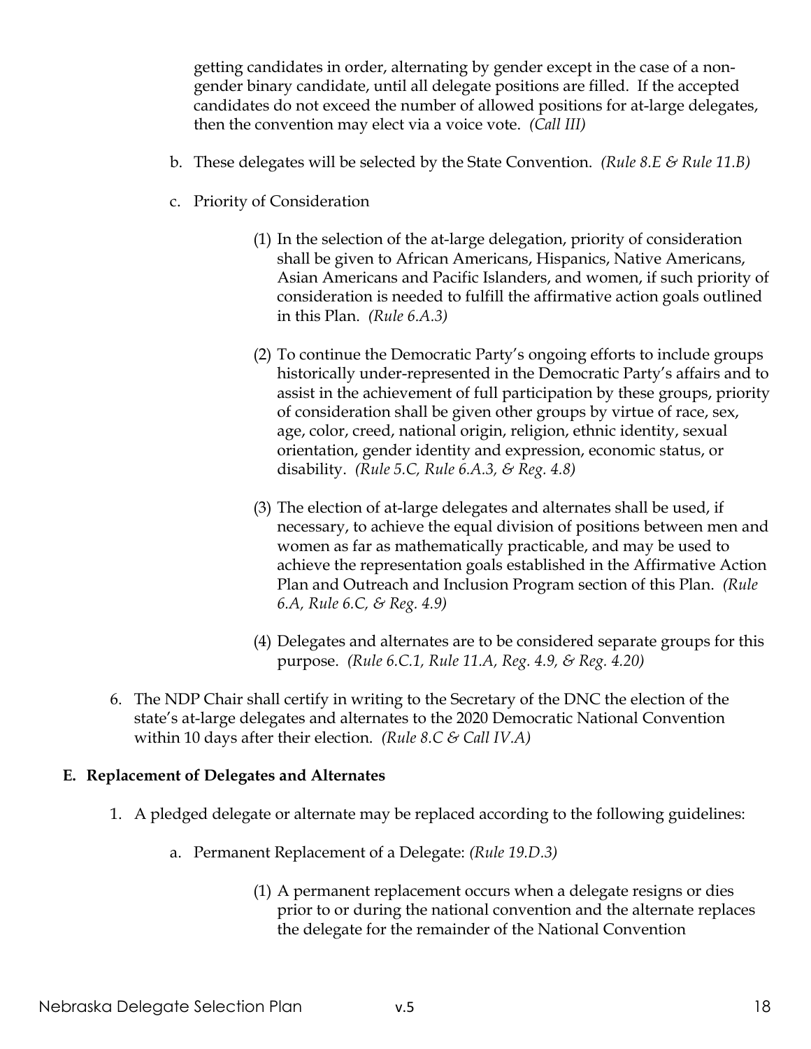getting candidates in order, alternating by gender except in the case of a non-gender binary candidate, until all delegate positions are filled. If the accepted candidates do not exceed the number of allowed positions for at-large delegates, then the convention may elect via a voice vote. *(Call III)*

b. These delegates will be selected by the State Convention. *(Rule 8.E & Rule 11.B)*

c. Priority of Consideration

(1) In the selection of the at-large delegation, priority of consideration shall be given to African Americans, Hispanics, Native Americans, Asian Americans and Pacific Islanders, and women, if such priority of consideration is needed to fulfill the affirmative action goals outlined in this Plan. *(Rule 6.A.3)*

(2) To continue the Democratic Party's ongoing efforts to include groups historically under-represented in the Democratic Party's affairs and to assist in the achievement of full participation by these groups, priority of consideration shall be given other groups by virtue of race, sex, age, color, creed, national origin, religion, ethnic identity, sexual orientation, gender identity and expression, economic status, or disability. *(Rule 5.C, Rule 6.A.3, & Reg. 4.8)*

(3) The election of at-large delegates and alternates shall be used, if necessary, to achieve the equal division of positions between men and women as far as mathematically practicable, and may be used to achieve the representation goals established in the Affirmative Action Plan and Outreach and Inclusion Program section of this Plan. *(Rule 6.A, Rule 6.C, & Reg. 4.9)*

(4) Delegates and alternates are to be considered separate groups for this purpose. *(Rule 6.C.1, Rule 11.A, Reg. 4.9, & Reg. 4.20)*

6. The NDP Chair shall certify in writing to the Secretary of the DNC the election of the state's at-large delegates and alternates to the 2020 Democratic National Convention within 10 days after their election. *(Rule 8.C & Call IV.A)*

### E. Replacement of Delegates and Alternates

1. A pledged delegate or alternate may be replaced according to the following guidelines:

   a. Permanent Replacement of a Delegate: *(Rule 19.D.3)*

      (1) A permanent replacement occurs when a delegate resigns or dies prior to or during the national convention and the alternate replaces the delegate for the remainder of the National Convention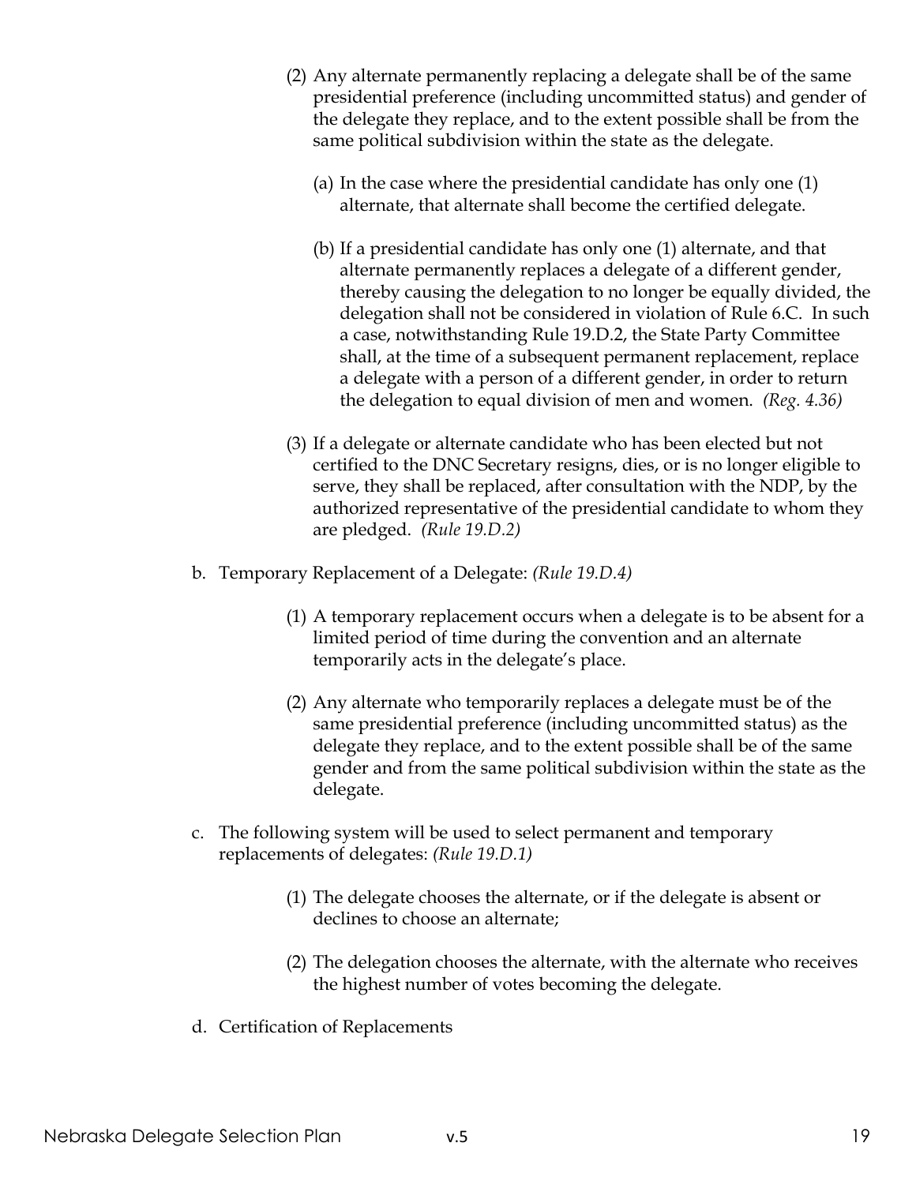(2) Any alternate permanently replacing a delegate shall be of the same presidential preference (including uncommitted status) and gender of the delegate they replace, and to the extent possible shall be from the same political subdivision within the state as the delegate.

  (a) In the case where the presidential candidate has only one (1) alternate, that alternate shall become the certified delegate.

  (b) If a presidential candidate has only one (1) alternate, and that alternate permanently replaces a delegate of a different gender, thereby causing the delegation to no longer be equally divided, the delegation shall not be considered in violation of Rule 6.C. In such a case, notwithstanding Rule 19.D.2, the State Party Committee shall, at the time of a subsequent permanent replacement, replace a delegate with a person of a different gender, in order to return the delegation to equal division of men and women. *(Reg. 4.36)*

(3) If a delegate or alternate candidate who has been elected but not certified to the DNC Secretary resigns, dies, or is no longer eligible to serve, they shall be replaced, after consultation with the NDP, by the authorized representative of the presidential candidate to whom they are pledged. *(Rule 19.D.2)*

b. Temporary Replacement of a Delegate: *(Rule 19.D.4)*

  (1) A temporary replacement occurs when a delegate is to be absent for a limited period of time during the convention and an alternate temporarily acts in the delegate's place.

  (2) Any alternate who temporarily replaces a delegate must be of the same presidential preference (including uncommitted status) as the delegate they replace, and to the extent possible shall be of the same gender and from the same political subdivision within the state as the delegate.

c. The following system will be used to select permanent and temporary replacements of delegates: *(Rule 19.D.1)*

  (1) The delegate chooses the alternate, or if the delegate is absent or declines to choose an alternate;

  (2) The delegation chooses the alternate, with the alternate who receives the highest number of votes becoming the delegate.

d. Certification of Replacements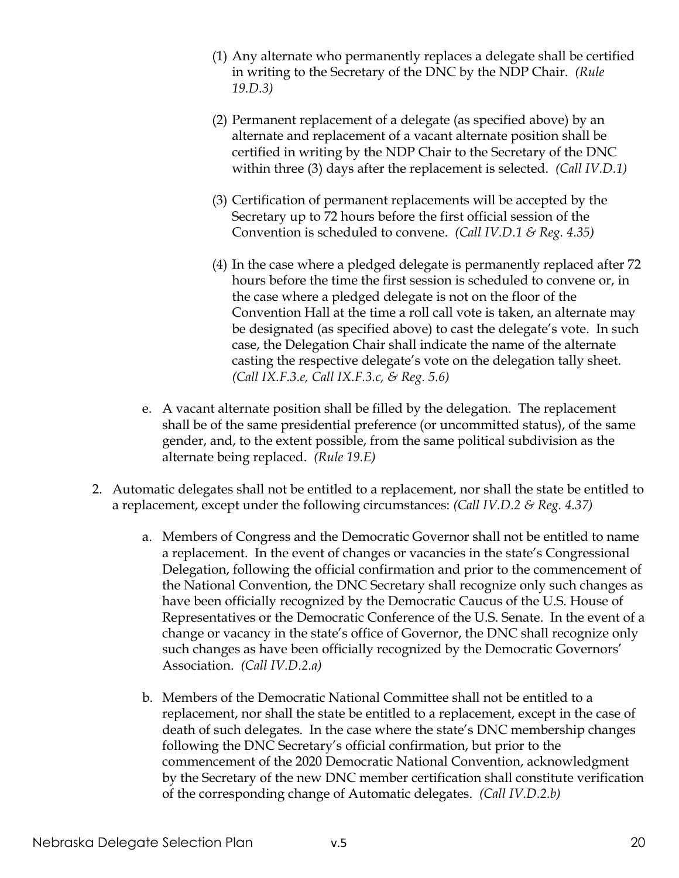(1) Any alternate who permanently replaces a delegate shall be certified in writing to the Secretary of the DNC by the NDP Chair. *(Rule 19.D.3)*

(2) Permanent replacement of a delegate (as specified above) by an alternate and replacement of a vacant alternate position shall be certified in writing by the NDP Chair to the Secretary of the DNC within three (3) days after the replacement is selected. *(Call IV.D.1)*

(3) Certification of permanent replacements will be accepted by the Secretary up to 72 hours before the first official session of the Convention is scheduled to convene. *(Call IV.D.1 & Reg. 4.35)*

(4) In the case where a pledged delegate is permanently replaced after 72 hours before the time the first session is scheduled to convene or, in the case where a pledged delegate is not on the floor of the Convention Hall at the time a roll call vote is taken, an alternate may be designated (as specified above) to cast the delegate's vote. In such case, the Delegation Chair shall indicate the name of the alternate casting the respective delegate's vote on the delegation tally sheet. *(Call IX.F.3.e, Call IX.F.3.c, & Reg. 5.6)*

e. A vacant alternate position shall be filled by the delegation. The replacement shall be of the same presidential preference (or uncommitted status), of the same gender, and, to the extent possible, from the same political subdivision as the alternate being replaced. *(Rule 19.E)*

2. Automatic delegates shall not be entitled to a replacement, nor shall the state be entitled to a replacement, except under the following circumstances: *(Call IV.D.2 & Reg. 4.37)*

   a. Members of Congress and the Democratic Governor shall not be entitled to name a replacement. In the event of changes or vacancies in the state's Congressional Delegation, following the official confirmation and prior to the commencement of the National Convention, the DNC Secretary shall recognize only such changes as have been officially recognized by the Democratic Caucus of the U.S. House of Representatives or the Democratic Conference of the U.S. Senate. In the event of a change or vacancy in the state's office of Governor, the DNC shall recognize only such changes as have been officially recognized by the Democratic Governors' Association. *(Call IV.D.2.a)*

   b. Members of the Democratic National Committee shall not be entitled to a replacement, nor shall the state be entitled to a replacement, except in the case of death of such delegates. In the case where the state's DNC membership changes following the DNC Secretary's official confirmation, but prior to the commencement of the 2020 Democratic National Convention, acknowledgment by the Secretary of the new DNC member certification shall constitute verification of the corresponding change of Automatic delegates. *(Call IV.D.2.b)*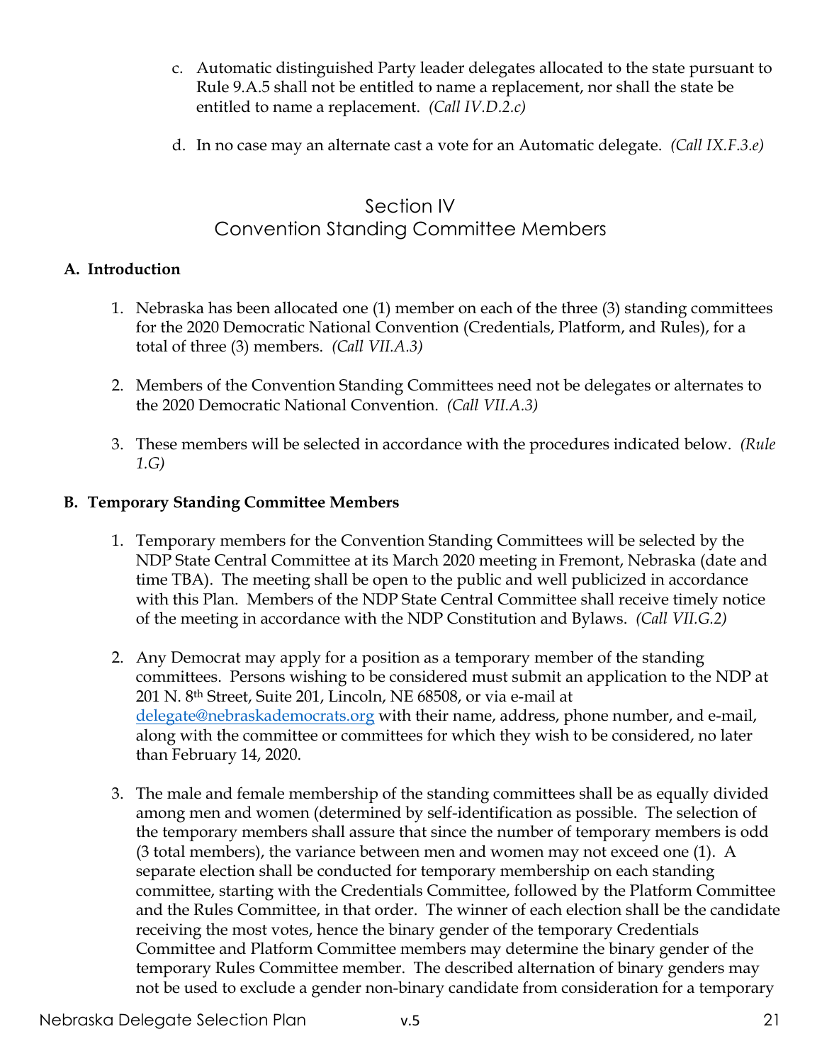c. Automatic distinguished Party leader delegates allocated to the state pursuant to Rule 9.A.5 shall not be entitled to name a replacement, nor shall the state be entitled to name a replacement. *(Call IV.D.2.c)*

d. In no case may an alternate cast a vote for an Automatic delegate. *(Call IX.F.3.e)*

## Section IV
## Convention Standing Committee Members

### A. Introduction

1. Nebraska has been allocated one (1) member on each of the three (3) standing committees for the 2020 Democratic National Convention (Credentials, Platform, and Rules), for a total of three (3) members. *(Call VII.A.3)*

2. Members of the Convention Standing Committees need not be delegates or alternates to the 2020 Democratic National Convention. *(Call VII.A.3)*

3. These members will be selected in accordance with the procedures indicated below. *(Rule 1.G)*

### B. Temporary Standing Committee Members

1. Temporary members for the Convention Standing Committees will be selected by the NDP State Central Committee at its March 2020 meeting in Fremont, Nebraska (date and time TBA). The meeting shall be open to the public and well publicized in accordance with this Plan. Members of the NDP State Central Committee shall receive timely notice of the meeting in accordance with the NDP Constitution and Bylaws. *(Call VII.G.2)*

2. Any Democrat may apply for a position as a temporary member of the standing committees. Persons wishing to be considered must submit an application to the NDP at 201 N. 8th Street, Suite 201, Lincoln, NE 68508, or via e-mail at [delegate@nebraskademocrats.org](mailto:delegate@nebraskademocrats.org) with their name, address, phone number, and e-mail, along with the committee or committees for which they wish to be considered, no later than February 14, 2020.

3. The male and female membership of the standing committees shall be as equally divided among men and women (determined by self-identification as possible. The selection of the temporary members shall assure that since the number of temporary members is odd (3 total members), the variance between men and women may not exceed one (1). A separate election shall be conducted for temporary membership on each standing committee, starting with the Credentials Committee, followed by the Platform Committee and the Rules Committee, in that order. The winner of each election shall be the candidate receiving the most votes, hence the binary gender of the temporary Credentials Committee and Platform Committee members may determine the binary gender of the temporary Rules Committee member. The described alternation of binary genders may not be used to exclude a gender non-binary candidate from consideration for a temporary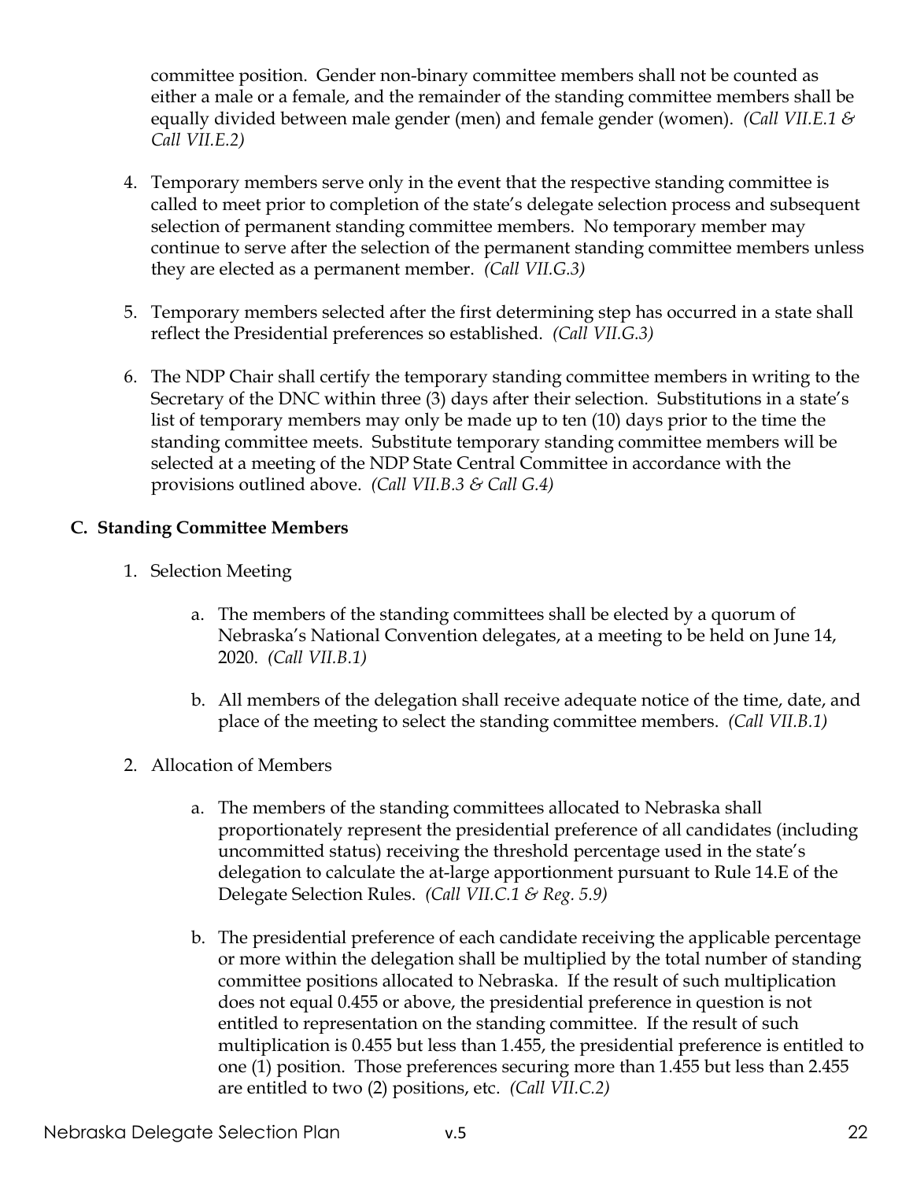committee position. Gender non-binary committee members shall not be counted as either a male or a female, and the remainder of the standing committee members shall be equally divided between male gender (men) and female gender (women). *(Call VII.E.1 & Call VII.E.2)*

4. Temporary members serve only in the event that the respective standing committee is called to meet prior to completion of the state's delegate selection process and subsequent selection of permanent standing committee members. No temporary member may continue to serve after the selection of the permanent standing committee members unless they are elected as a permanent member. *(Call VII.G.3)*

5. Temporary members selected after the first determining step has occurred in a state shall reflect the Presidential preferences so established. *(Call VII.G.3)*

6. The NDP Chair shall certify the temporary standing committee members in writing to the Secretary of the DNC within three (3) days after their selection. Substitutions in a state's list of temporary members may only be made up to ten (10) days prior to the time the standing committee meets. Substitute temporary standing committee members will be selected at a meeting of the NDP State Central Committee in accordance with the provisions outlined above. *(Call VII.B.3 & Call G.4)*

### C. Standing Committee Members

1. Selection Meeting

   a. The members of the standing committees shall be elected by a quorum of Nebraska's National Convention delegates, at a meeting to be held on June 14, 2020. *(Call VII.B.1)*

   b. All members of the delegation shall receive adequate notice of the time, date, and place of the meeting to select the standing committee members. *(Call VII.B.1)*

2. Allocation of Members

   a. The members of the standing committees allocated to Nebraska shall proportionately represent the presidential preference of all candidates (including uncommitted status) receiving the threshold percentage used in the state's delegation to calculate the at-large apportionment pursuant to Rule 14.E of the Delegate Selection Rules. *(Call VII.C.1 & Reg. 5.9)*

   b. The presidential preference of each candidate receiving the applicable percentage or more within the delegation shall be multiplied by the total number of standing committee positions allocated to Nebraska. If the result of such multiplication does not equal 0.455 or above, the presidential preference in question is not entitled to representation on the standing committee. If the result of such multiplication is 0.455 but less than 1.455, the presidential preference is entitled to one (1) position. Those preferences securing more than 1.455 but less than 2.455 are entitled to two (2) positions, etc. *(Call VII.C.2)*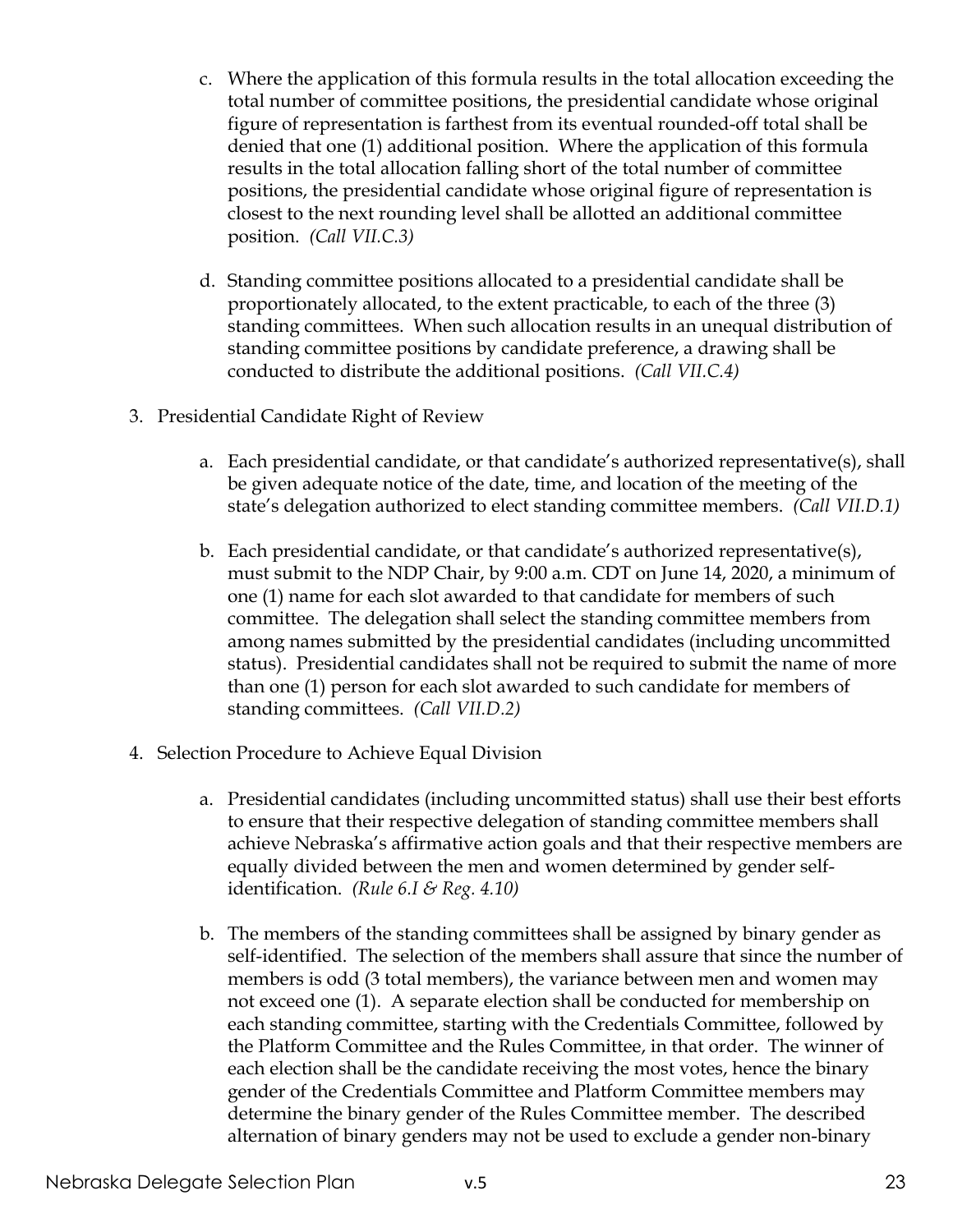c. Where the application of this formula results in the total allocation exceeding the total number of committee positions, the presidential candidate whose original figure of representation is farthest from its eventual rounded-off total shall be denied that one (1) additional position. Where the application of this formula results in the total allocation falling short of the total number of committee positions, the presidential candidate whose original figure of representation is closest to the next rounding level shall be allotted an additional committee position. *(Call VII.C.3)*

d. Standing committee positions allocated to a presidential candidate shall be proportionately allocated, to the extent practicable, to each of the three (3) standing committees. When such allocation results in an unequal distribution of standing committee positions by candidate preference, a drawing shall be conducted to distribute the additional positions. *(Call VII.C.4)*

3. Presidential Candidate Right of Review

    a. Each presidential candidate, or that candidate's authorized representative(s), shall be given adequate notice of the date, time, and location of the meeting of the state's delegation authorized to elect standing committee members. *(Call VII.D.1)*

    b. Each presidential candidate, or that candidate's authorized representative(s), must submit to the NDP Chair, by 9:00 a.m. CDT on June 14, 2020, a minimum of one (1) name for each slot awarded to that candidate for members of such committee. The delegation shall select the standing committee members from among names submitted by the presidential candidates (including uncommitted status). Presidential candidates shall not be required to submit the name of more than one (1) person for each slot awarded to such candidate for members of standing committees. *(Call VII.D.2)*

4. Selection Procedure to Achieve Equal Division

    a. Presidential candidates (including uncommitted status) shall use their best efforts to ensure that their respective delegation of standing committee members shall achieve Nebraska's affirmative action goals and that their respective members are equally divided between the men and women determined by gender self-identification. *(Rule 6.I & Reg. 4.10)*

    b. The members of the standing committees shall be assigned by binary gender as self-identified. The selection of the members shall assure that since the number of members is odd (3 total members), the variance between men and women may not exceed one (1). A separate election shall be conducted for membership on each standing committee, starting with the Credentials Committee, followed by the Platform Committee and the Rules Committee, in that order. The winner of each election shall be the candidate receiving the most votes, hence the binary gender of the Credentials Committee and Platform Committee members may determine the binary gender of the Rules Committee member. The described alternation of binary genders may not be used to exclude a gender non-binary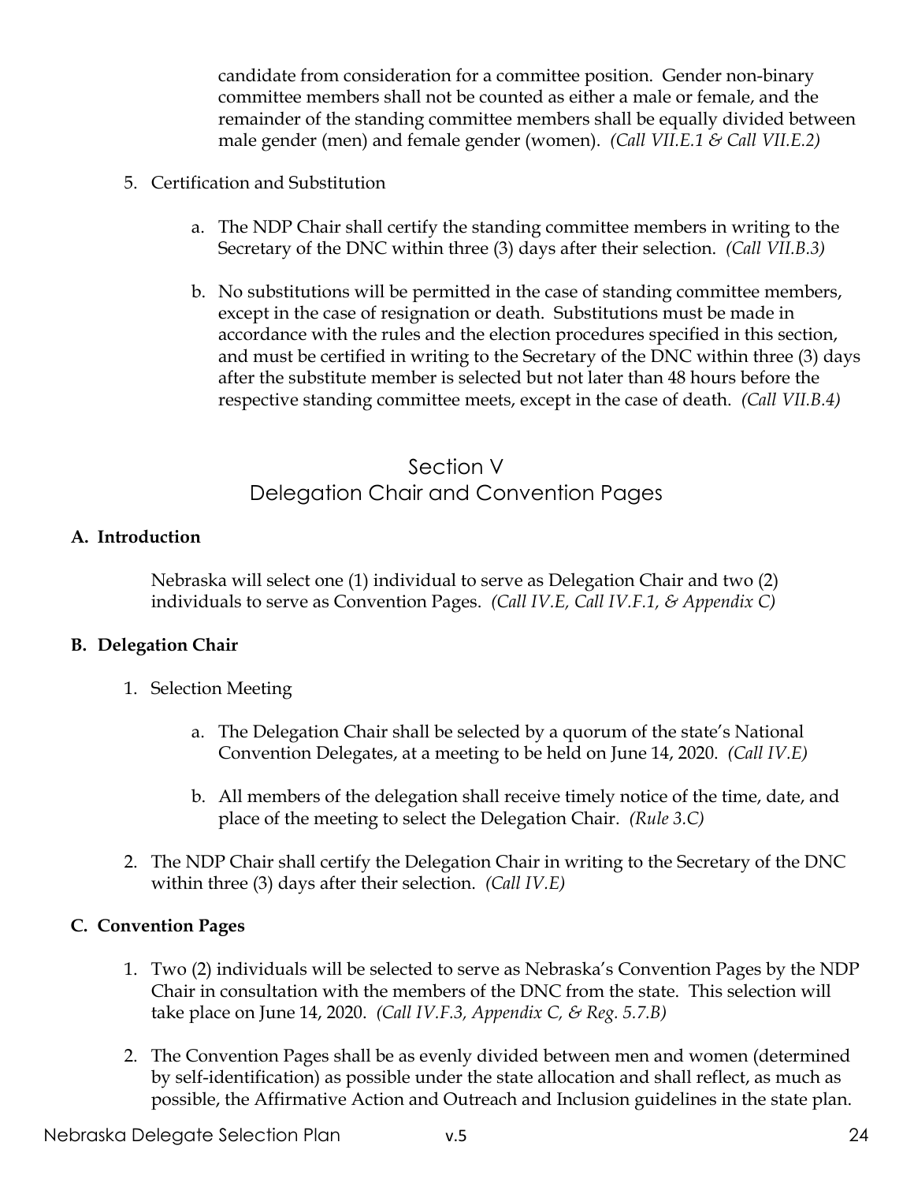candidate from consideration for a committee position. Gender non-binary committee members shall not be counted as either a male or female, and the remainder of the standing committee members shall be equally divided between male gender (men) and female gender (women). *(Call VII.E.1 & Call VII.E.2)*

5. Certification and Substitution

    a. The NDP Chair shall certify the standing committee members in writing to the Secretary of the DNC within three (3) days after their selection. *(Call VII.B.3)*

    b. No substitutions will be permitted in the case of standing committee members, except in the case of resignation or death. Substitutions must be made in accordance with the rules and the election procedures specified in this section, and must be certified in writing to the Secretary of the DNC within three (3) days after the substitute member is selected but not later than 48 hours before the respective standing committee meets, except in the case of death. *(Call VII.B.4)*

## Section V
## Delegation Chair and Convention Pages

**A. Introduction**

Nebraska will select one (1) individual to serve as Delegation Chair and two (2) individuals to serve as Convention Pages. *(Call IV.E, Call IV.F.1, & Appendix C)*

**B. Delegation Chair**

1. Selection Meeting

    a. The Delegation Chair shall be selected by a quorum of the state's National Convention Delegates, at a meeting to be held on June 14, 2020. *(Call IV.E)*

    b. All members of the delegation shall receive timely notice of the time, date, and place of the meeting to select the Delegation Chair. *(Rule 3.C)*

2. The NDP Chair shall certify the Delegation Chair in writing to the Secretary of the DNC within three (3) days after their selection. *(Call IV.E)*

**C. Convention Pages**

1. Two (2) individuals will be selected to serve as Nebraska's Convention Pages by the NDP Chair in consultation with the members of the DNC from the state. This selection will take place on June 14, 2020. *(Call IV.F.3, Appendix C, & Reg. 5.7.B)*

2. The Convention Pages shall be as evenly divided between men and women (determined by self-identification) as possible under the state allocation and shall reflect, as much as possible, the Affirmative Action and Outreach and Inclusion guidelines in the state plan.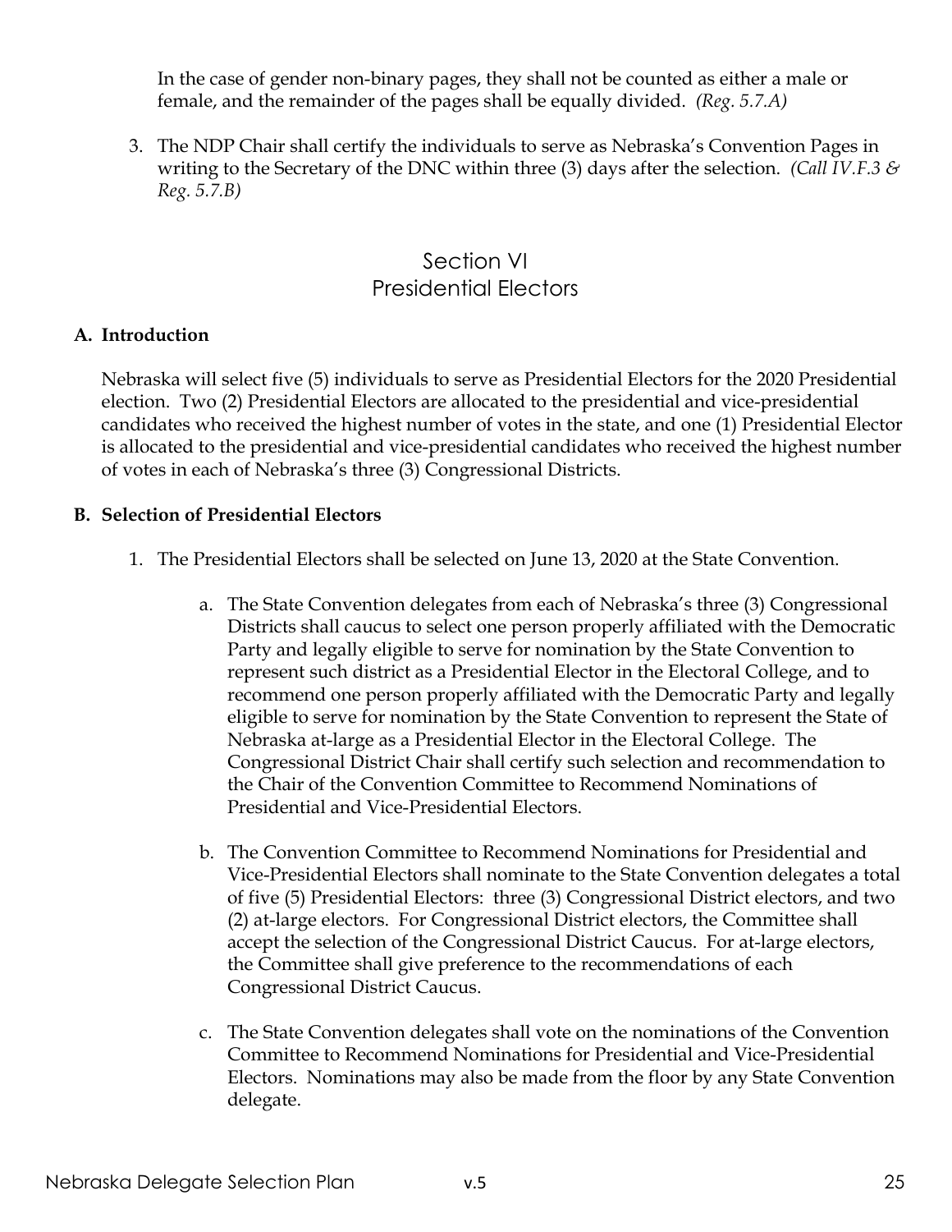In the case of gender non-binary pages, they shall not be counted as either a male or female, and the remainder of the pages shall be equally divided. *(Reg. 5.7.A)*

3. The NDP Chair shall certify the individuals to serve as Nebraska's Convention Pages in writing to the Secretary of the DNC within three (3) days after the selection. *(Call IV.F.3 & Reg. 5.7.B)*

## Section VI
## Presidential Electors

### A. Introduction

Nebraska will select five (5) individuals to serve as Presidential Electors for the 2020 Presidential election. Two (2) Presidential Electors are allocated to the presidential and vice-presidential candidates who received the highest number of votes in the state, and one (1) Presidential Elector is allocated to the presidential and vice-presidential candidates who received the highest number of votes in each of Nebraska's three (3) Congressional Districts.

### B. Selection of Presidential Electors

1. The Presidential Electors shall be selected on June 13, 2020 at the State Convention.

   a. The State Convention delegates from each of Nebraska's three (3) Congressional Districts shall caucus to select one person properly affiliated with the Democratic Party and legally eligible to serve for nomination by the State Convention to represent such district as a Presidential Elector in the Electoral College, and to recommend one person properly affiliated with the Democratic Party and legally eligible to serve for nomination by the State Convention to represent the State of Nebraska at-large as a Presidential Elector in the Electoral College. The Congressional District Chair shall certify such selection and recommendation to the Chair of the Convention Committee to Recommend Nominations of Presidential and Vice-Presidential Electors.

   b. The Convention Committee to Recommend Nominations for Presidential and Vice-Presidential Electors shall nominate to the State Convention delegates a total of five (5) Presidential Electors: three (3) Congressional District electors, and two (2) at-large electors. For Congressional District electors, the Committee shall accept the selection of the Congressional District Caucus. For at-large electors, the Committee shall give preference to the recommendations of each Congressional District Caucus.

   c. The State Convention delegates shall vote on the nominations of the Convention Committee to Recommend Nominations for Presidential and Vice-Presidential Electors. Nominations may also be made from the floor by any State Convention delegate.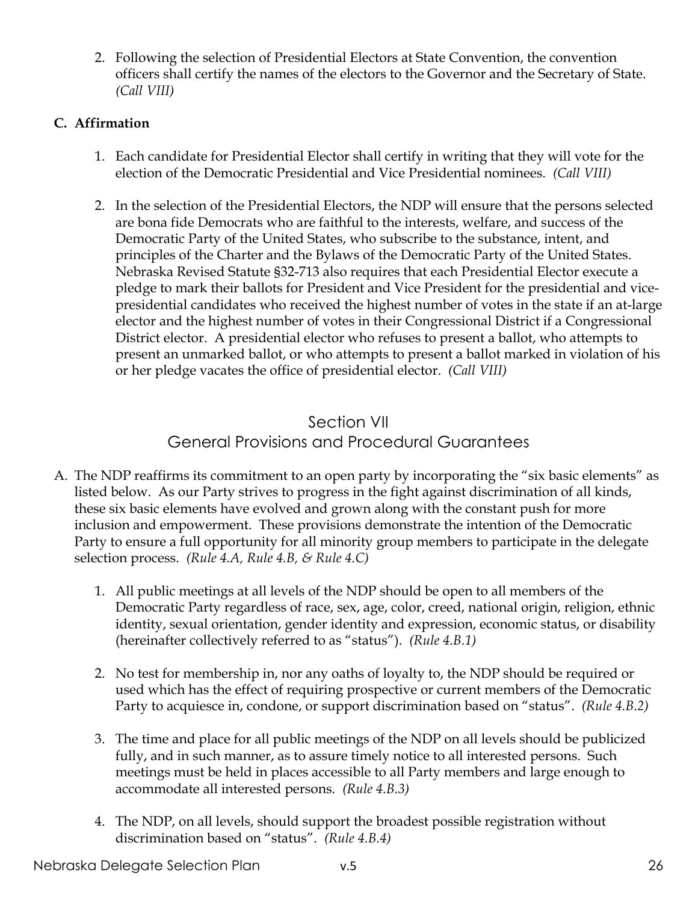2. Following the selection of Presidential Electors at State Convention, the convention officers shall certify the names of the electors to the Governor and the Secretary of State. *(Call VIII)*

**C. Affirmation**

1. Each candidate for Presidential Elector shall certify in writing that they will vote for the election of the Democratic Presidential and Vice Presidential nominees. *(Call VIII)*

2. In the selection of the Presidential Electors, the NDP will ensure that the persons selected are bona fide Democrats who are faithful to the interests, welfare, and success of the Democratic Party of the United States, who subscribe to the substance, intent, and principles of the Charter and the Bylaws of the Democratic Party of the United States. Nebraska Revised Statute §32-713 also requires that each Presidential Elector execute a pledge to mark their ballots for President and Vice President for the presidential and vice-presidential candidates who received the highest number of votes in the state if an at-large elector and the highest number of votes in their Congressional District if a Congressional District elector. A presidential elector who refuses to present a ballot, who attempts to present an unmarked ballot, or who attempts to present a ballot marked in violation of his or her pledge vacates the office of presidential elector. *(Call VIII)*

## Section VII
## General Provisions and Procedural Guarantees

A. The NDP reaffirms its commitment to an open party by incorporating the "six basic elements" as listed below. As our Party strives to progress in the fight against discrimination of all kinds, these six basic elements have evolved and grown along with the constant push for more inclusion and empowerment. These provisions demonstrate the intention of the Democratic Party to ensure a full opportunity for all minority group members to participate in the delegate selection process. *(Rule 4.A, Rule 4.B, & Rule 4.C)*

1. All public meetings at all levels of the NDP should be open to all members of the Democratic Party regardless of race, sex, age, color, creed, national origin, religion, ethnic identity, sexual orientation, gender identity and expression, economic status, or disability (hereinafter collectively referred to as "status"). *(Rule 4.B.1)*

2. No test for membership in, nor any oaths of loyalty to, the NDP should be required or used which has the effect of requiring prospective or current members of the Democratic Party to acquiesce in, condone, or support discrimination based on "status". *(Rule 4.B.2)*

3. The time and place for all public meetings of the NDP on all levels should be publicized fully, and in such manner, as to assure timely notice to all interested persons. Such meetings must be held in places accessible to all Party members and large enough to accommodate all interested persons. *(Rule 4.B.3)*

4. The NDP, on all levels, should support the broadest possible registration without discrimination based on "status". *(Rule 4.B.4)*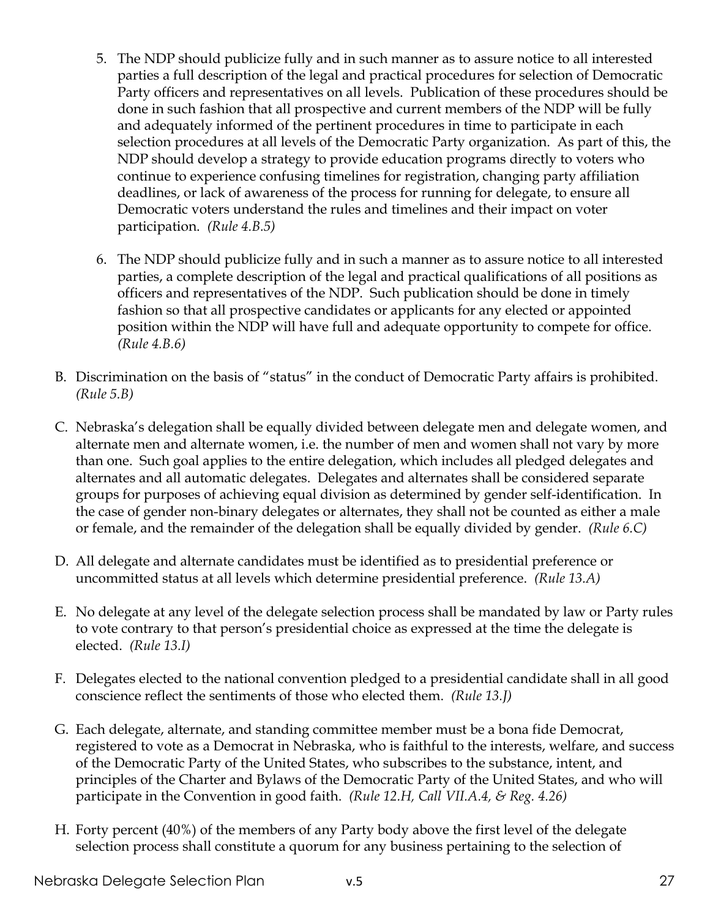5. The NDP should publicize fully and in such manner as to assure notice to all interested parties a full description of the legal and practical procedures for selection of Democratic Party officers and representatives on all levels. Publication of these procedures should be done in such fashion that all prospective and current members of the NDP will be fully and adequately informed of the pertinent procedures in time to participate in each selection procedures at all levels of the Democratic Party organization. As part of this, the NDP should develop a strategy to provide education programs directly to voters who continue to experience confusing timelines for registration, changing party affiliation deadlines, or lack of awareness of the process for running for delegate, to ensure all Democratic voters understand the rules and timelines and their impact on voter participation. *(Rule 4.B.5)*

6. The NDP should publicize fully and in such a manner as to assure notice to all interested parties, a complete description of the legal and practical qualifications of all positions as officers and representatives of the NDP. Such publication should be done in timely fashion so that all prospective candidates or applicants for any elected or appointed position within the NDP will have full and adequate opportunity to compete for office. *(Rule 4.B.6)*

B. Discrimination on the basis of "status" in the conduct of Democratic Party affairs is prohibited. *(Rule 5.B)*

C. Nebraska's delegation shall be equally divided between delegate men and delegate women, and alternate men and alternate women, i.e. the number of men and women shall not vary by more than one. Such goal applies to the entire delegation, which includes all pledged delegates and alternates and all automatic delegates. Delegates and alternates shall be considered separate groups for purposes of achieving equal division as determined by gender self-identification. In the case of gender non-binary delegates or alternates, they shall not be counted as either a male or female, and the remainder of the delegation shall be equally divided by gender. *(Rule 6.C)*

D. All delegate and alternate candidates must be identified as to presidential preference or uncommitted status at all levels which determine presidential preference. *(Rule 13.A)*

E. No delegate at any level of the delegate selection process shall be mandated by law or Party rules to vote contrary to that person's presidential choice as expressed at the time the delegate is elected. *(Rule 13.I)*

F. Delegates elected to the national convention pledged to a presidential candidate shall in all good conscience reflect the sentiments of those who elected them. *(Rule 13.J)*

G. Each delegate, alternate, and standing committee member must be a bona fide Democrat, registered to vote as a Democrat in Nebraska, who is faithful to the interests, welfare, and success of the Democratic Party of the United States, who subscribes to the substance, intent, and principles of the Charter and Bylaws of the Democratic Party of the United States, and who will participate in the Convention in good faith. *(Rule 12.H, Call VII.A.4, & Reg. 4.26)*

H. Forty percent (40%) of the members of any Party body above the first level of the delegate selection process shall constitute a quorum for any business pertaining to the selection of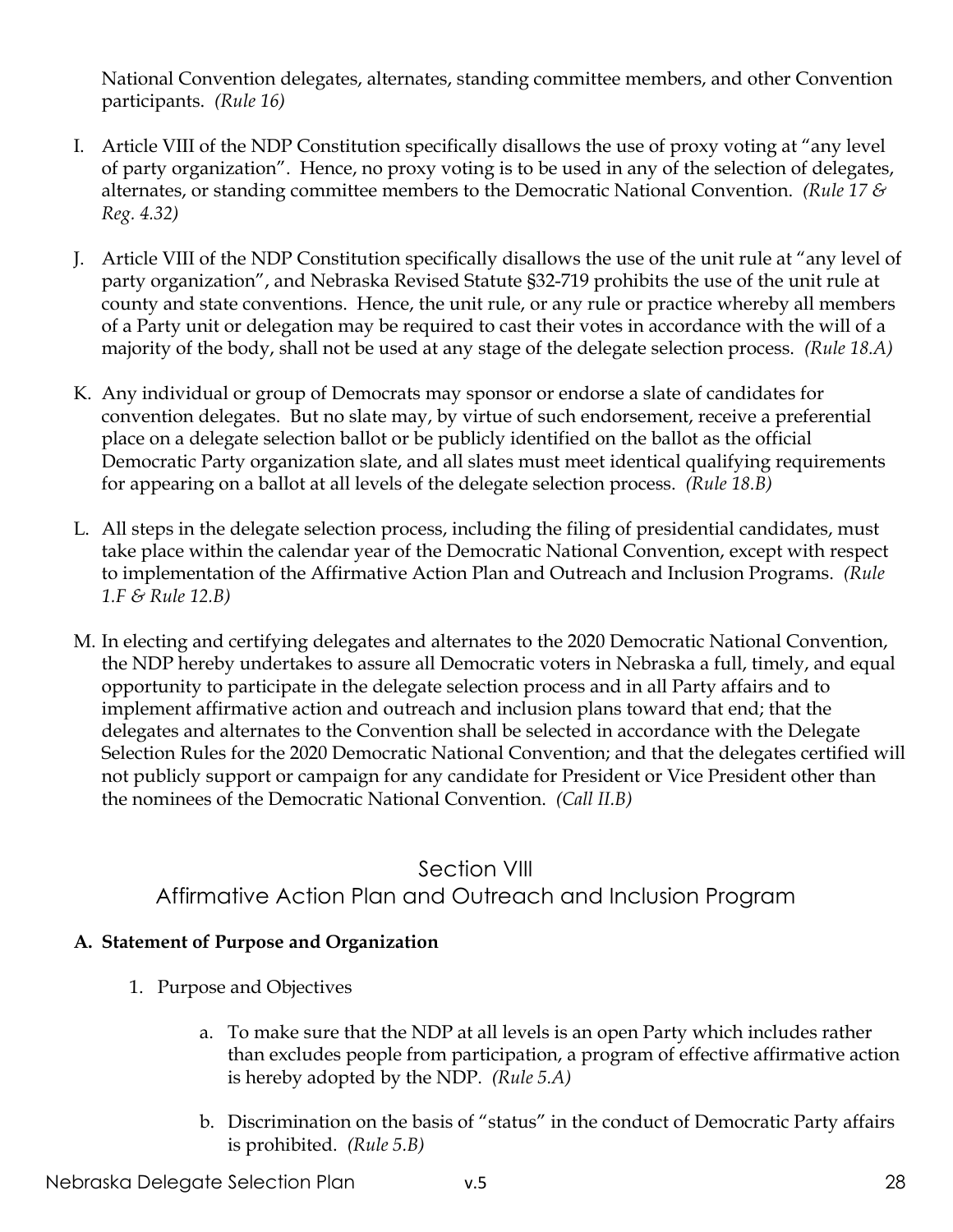National Convention delegates, alternates, standing committee members, and other Convention participants. *(Rule 16)*

I. Article VIII of the NDP Constitution specifically disallows the use of proxy voting at "any level of party organization". Hence, no proxy voting is to be used in any of the selection of delegates, alternates, or standing committee members to the Democratic National Convention. *(Rule 17 & Reg. 4.32)*

J. Article VIII of the NDP Constitution specifically disallows the use of the unit rule at "any level of party organization", and Nebraska Revised Statute §32-719 prohibits the use of the unit rule at county and state conventions. Hence, the unit rule, or any rule or practice whereby all members of a Party unit or delegation may be required to cast their votes in accordance with the will of a majority of the body, shall not be used at any stage of the delegate selection process. *(Rule 18.A)*

K. Any individual or group of Democrats may sponsor or endorse a slate of candidates for convention delegates. But no slate may, by virtue of such endorsement, receive a preferential place on a delegate selection ballot or be publicly identified on the ballot as the official Democratic Party organization slate, and all slates must meet identical qualifying requirements for appearing on a ballot at all levels of the delegate selection process. *(Rule 18.B)*

L. All steps in the delegate selection process, including the filing of presidential candidates, must take place within the calendar year of the Democratic National Convention, except with respect to implementation of the Affirmative Action Plan and Outreach and Inclusion Programs. *(Rule 1.F & Rule 12.B)*

M. In electing and certifying delegates and alternates to the 2020 Democratic National Convention, the NDP hereby undertakes to assure all Democratic voters in Nebraska a full, timely, and equal opportunity to participate in the delegate selection process and in all Party affairs and to implement affirmative action and outreach and inclusion plans toward that end; that the delegates and alternates to the Convention shall be selected in accordance with the Delegate Selection Rules for the 2020 Democratic National Convention; and that the delegates certified will not publicly support or campaign for any candidate for President or Vice President other than the nominees of the Democratic National Convention. *(Call II.B)*

## Section VIII
## Affirmative Action Plan and Outreach and Inclusion Program

### A. Statement of Purpose and Organization

1. Purpose and Objectives

    a. To make sure that the NDP at all levels is an open Party which includes rather than excludes people from participation, a program of effective affirmative action is hereby adopted by the NDP. *(Rule 5.A)*

    b. Discrimination on the basis of "status" in the conduct of Democratic Party affairs is prohibited. *(Rule 5.B)*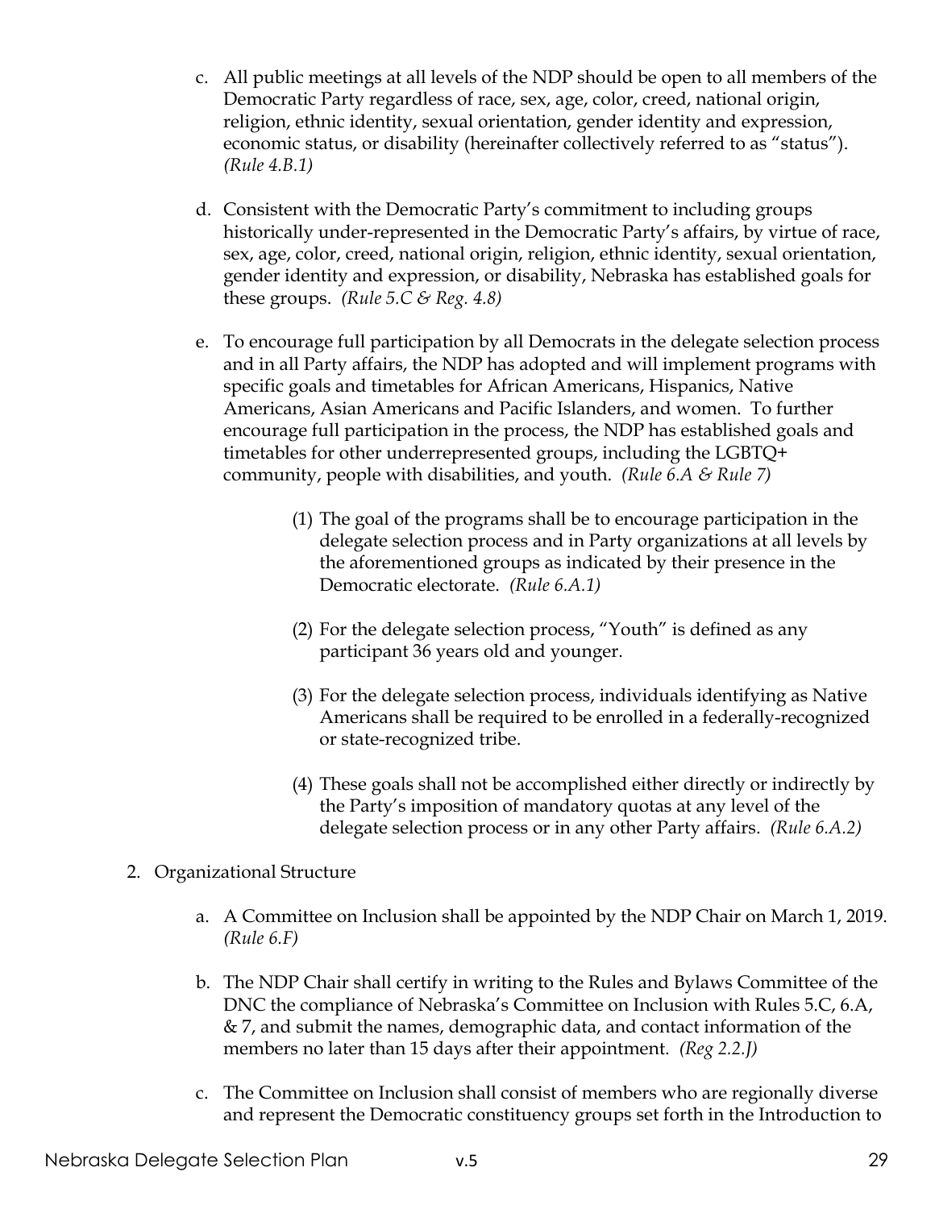c. All public meetings at all levels of the NDP should be open to all members of the Democratic Party regardless of race, sex, age, color, creed, national origin, religion, ethnic identity, sexual orientation, gender identity and expression, economic status, or disability (hereinafter collectively referred to as "status"). *(Rule 4.B.1)*

d. Consistent with the Democratic Party's commitment to including groups historically under-represented in the Democratic Party's affairs, by virtue of race, sex, age, color, creed, national origin, religion, ethnic identity, sexual orientation, gender identity and expression, or disability, Nebraska has established goals for these groups. *(Rule 5.C & Reg. 4.8)*

e. To encourage full participation by all Democrats in the delegate selection process and in all Party affairs, the NDP has adopted and will implement programs with specific goals and timetables for African Americans, Hispanics, Native Americans, Asian Americans and Pacific Islanders, and women. To further encourage full participation in the process, the NDP has established goals and timetables for other underrepresented groups, including the LGBTQ+ community, people with disabilities, and youth. *(Rule 6.A & Rule 7)*

   (1) The goal of the programs shall be to encourage participation in the delegate selection process and in Party organizations at all levels by the aforementioned groups as indicated by their presence in the Democratic electorate. *(Rule 6.A.1)*

   (2) For the delegate selection process, "Youth" is defined as any participant 36 years old and younger.

   (3) For the delegate selection process, individuals identifying as Native Americans shall be required to be enrolled in a federally-recognized or state-recognized tribe.

   (4) These goals shall not be accomplished either directly or indirectly by the Party's imposition of mandatory quotas at any level of the delegate selection process or in any other Party affairs. *(Rule 6.A.2)*

2. Organizational Structure

   a. A Committee on Inclusion shall be appointed by the NDP Chair on March 1, 2019. *(Rule 6.F)*

   b. The NDP Chair shall certify in writing to the Rules and Bylaws Committee of the DNC the compliance of Nebraska's Committee on Inclusion with Rules 5.C, 6.A, & 7, and submit the names, demographic data, and contact information of the members no later than 15 days after their appointment. *(Reg 2.2.J)*

   c. The Committee on Inclusion shall consist of members who are regionally diverse and represent the Democratic constituency groups set forth in the Introduction to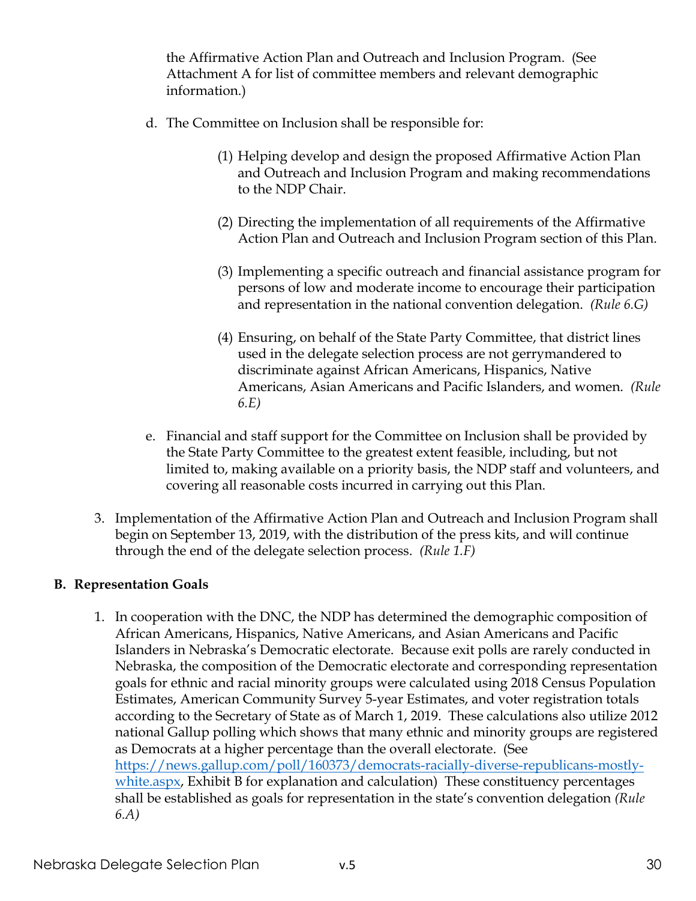the Affirmative Action Plan and Outreach and Inclusion Program. (See Attachment A for list of committee members and relevant demographic information.)

d. The Committee on Inclusion shall be responsible for:

(1) Helping develop and design the proposed Affirmative Action Plan and Outreach and Inclusion Program and making recommendations to the NDP Chair.

(2) Directing the implementation of all requirements of the Affirmative Action Plan and Outreach and Inclusion Program section of this Plan.

(3) Implementing a specific outreach and financial assistance program for persons of low and moderate income to encourage their participation and representation in the national convention delegation. *(Rule 6.G)*

(4) Ensuring, on behalf of the State Party Committee, that district lines used in the delegate selection process are not gerrymandered to discriminate against African Americans, Hispanics, Native Americans, Asian Americans and Pacific Islanders, and women. *(Rule 6.E)*

e. Financial and staff support for the Committee on Inclusion shall be provided by the State Party Committee to the greatest extent feasible, including, but not limited to, making available on a priority basis, the NDP staff and volunteers, and covering all reasonable costs incurred in carrying out this Plan.

3. Implementation of the Affirmative Action Plan and Outreach and Inclusion Program shall begin on September 13, 2019, with the distribution of the press kits, and will continue through the end of the delegate selection process. *(Rule 1.F)*

**B. Representation Goals**

1. In cooperation with the DNC, the NDP has determined the demographic composition of African Americans, Hispanics, Native Americans, and Asian Americans and Pacific Islanders in Nebraska's Democratic electorate. Because exit polls are rarely conducted in Nebraska, the composition of the Democratic electorate and corresponding representation goals for ethnic and racial minority groups were calculated using 2018 Census Population Estimates, American Community Survey 5-year Estimates, and voter registration totals according to the Secretary of State as of March 1, 2019. These calculations also utilize 2012 national Gallup polling which shows that many ethnic and minority groups are registered as Democrats at a higher percentage than the overall electorate. (See https://news.gallup.com/poll/160373/democrats-racially-diverse-republicans-mostly-white.aspx, Exhibit B for explanation and calculation) These constituency percentages shall be established as goals for representation in the state's convention delegation *(Rule 6.A)*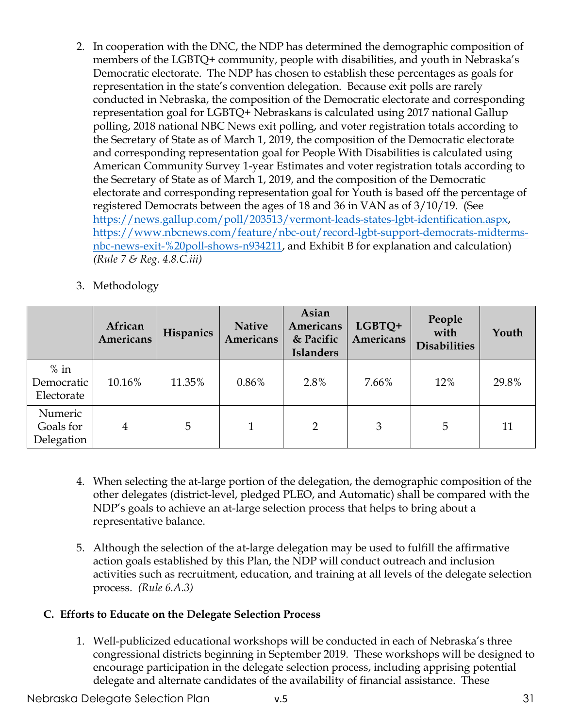2. In cooperation with the DNC, the NDP has determined the demographic composition of members of the LGBTQ+ community, people with disabilities, and youth in Nebraska's Democratic electorate. The NDP has chosen to establish these percentages as goals for representation in the state's convention delegation. Because exit polls are rarely conducted in Nebraska, the composition of the Democratic electorate and corresponding representation goal for LGBTQ+ Nebraskans is calculated using 2017 national Gallup polling, 2018 national NBC News exit polling, and voter registration totals according to the Secretary of State as of March 1, 2019, the composition of the Democratic electorate and corresponding representation goal for People With Disabilities is calculated using American Community Survey 1-year Estimates and voter registration totals according to the Secretary of State as of March 1, 2019, and the composition of the Democratic electorate and corresponding representation goal for Youth is based off the percentage of registered Democrats between the ages of 18 and 36 in VAN as of 3/10/19. (See https://news.gallup.com/poll/203513/vermont-leads-states-lgbt-identification.aspx, https://www.nbcnews.com/feature/nbc-out/record-lgbt-support-democrats-midterms-nbc-news-exit-%20poll-shows-n934211, and Exhibit B for explanation and calculation) *(Rule 7 & Reg. 4.8.C.iii)*

3. Methodology

| | African Americans | Hispanics | Native Americans | Asian Americans & Pacific Islanders | LGBTQ+ Americans | People with Disabilities | Youth |
|---|---|---|---|---|---|---|---|
| % in Democratic Electorate | 10.16% | 11.35% | 0.86% | 2.8% | 7.66% | 12% | 29.8% |
| Numeric Goals for Delegation | 4 | 5 | 1 | 2 | 3 | 5 | 11 |

4. When selecting the at-large portion of the delegation, the demographic composition of the other delegates (district-level, pledged PLEO, and Automatic) shall be compared with the NDP's goals to achieve an at-large selection process that helps to bring about a representative balance.

5. Although the selection of the at-large delegation may be used to fulfill the affirmative action goals established by this Plan, the NDP will conduct outreach and inclusion activities such as recruitment, education, and training at all levels of the delegate selection process. *(Rule 6.A.3)*

### C. Efforts to Educate on the Delegate Selection Process

1. Well-publicized educational workshops will be conducted in each of Nebraska's three congressional districts beginning in September 2019. These workshops will be designed to encourage participation in the delegate selection process, including apprising potential delegate and alternate candidates of the availability of financial assistance. These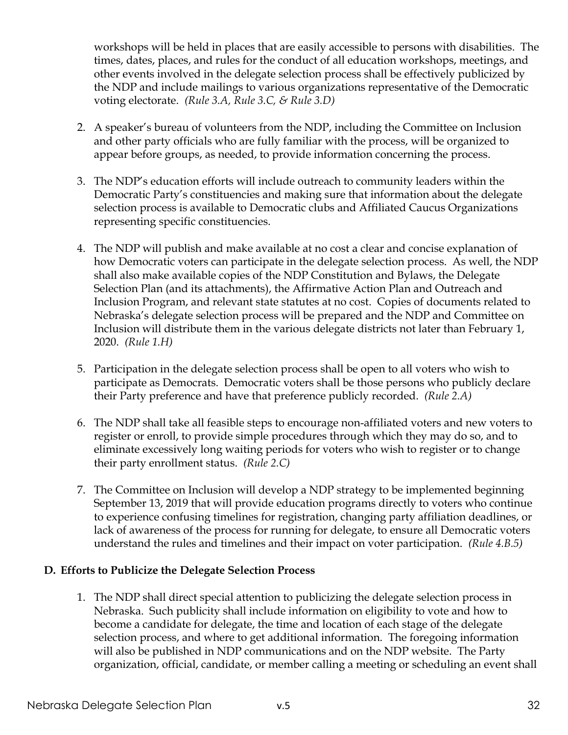workshops will be held in places that are easily accessible to persons with disabilities. The times, dates, places, and rules for the conduct of all education workshops, meetings, and other events involved in the delegate selection process shall be effectively publicized by the NDP and include mailings to various organizations representative of the Democratic voting electorate. *(Rule 3.A, Rule 3.C, & Rule 3.D)*

2. A speaker's bureau of volunteers from the NDP, including the Committee on Inclusion and other party officials who are fully familiar with the process, will be organized to appear before groups, as needed, to provide information concerning the process.

3. The NDP's education efforts will include outreach to community leaders within the Democratic Party's constituencies and making sure that information about the delegate selection process is available to Democratic clubs and Affiliated Caucus Organizations representing specific constituencies.

4. The NDP will publish and make available at no cost a clear and concise explanation of how Democratic voters can participate in the delegate selection process. As well, the NDP shall also make available copies of the NDP Constitution and Bylaws, the Delegate Selection Plan (and its attachments), the Affirmative Action Plan and Outreach and Inclusion Program, and relevant state statutes at no cost. Copies of documents related to Nebraska's delegate selection process will be prepared and the NDP and Committee on Inclusion will distribute them in the various delegate districts not later than February 1, 2020. *(Rule 1.H)*

5. Participation in the delegate selection process shall be open to all voters who wish to participate as Democrats. Democratic voters shall be those persons who publicly declare their Party preference and have that preference publicly recorded. *(Rule 2.A)*

6. The NDP shall take all feasible steps to encourage non-affiliated voters and new voters to register or enroll, to provide simple procedures through which they may do so, and to eliminate excessively long waiting periods for voters who wish to register or to change their party enrollment status. *(Rule 2.C)*

7. The Committee on Inclusion will develop a NDP strategy to be implemented beginning September 13, 2019 that will provide education programs directly to voters who continue to experience confusing timelines for registration, changing party affiliation deadlines, or lack of awareness of the process for running for delegate, to ensure all Democratic voters understand the rules and timelines and their impact on voter participation. *(Rule 4.B.5)*

### D. Efforts to Publicize the Delegate Selection Process

1. The NDP shall direct special attention to publicizing the delegate selection process in Nebraska. Such publicity shall include information on eligibility to vote and how to become a candidate for delegate, the time and location of each stage of the delegate selection process, and where to get additional information. The foregoing information will also be published in NDP communications and on the NDP website. The Party organization, official, candidate, or member calling a meeting or scheduling an event shall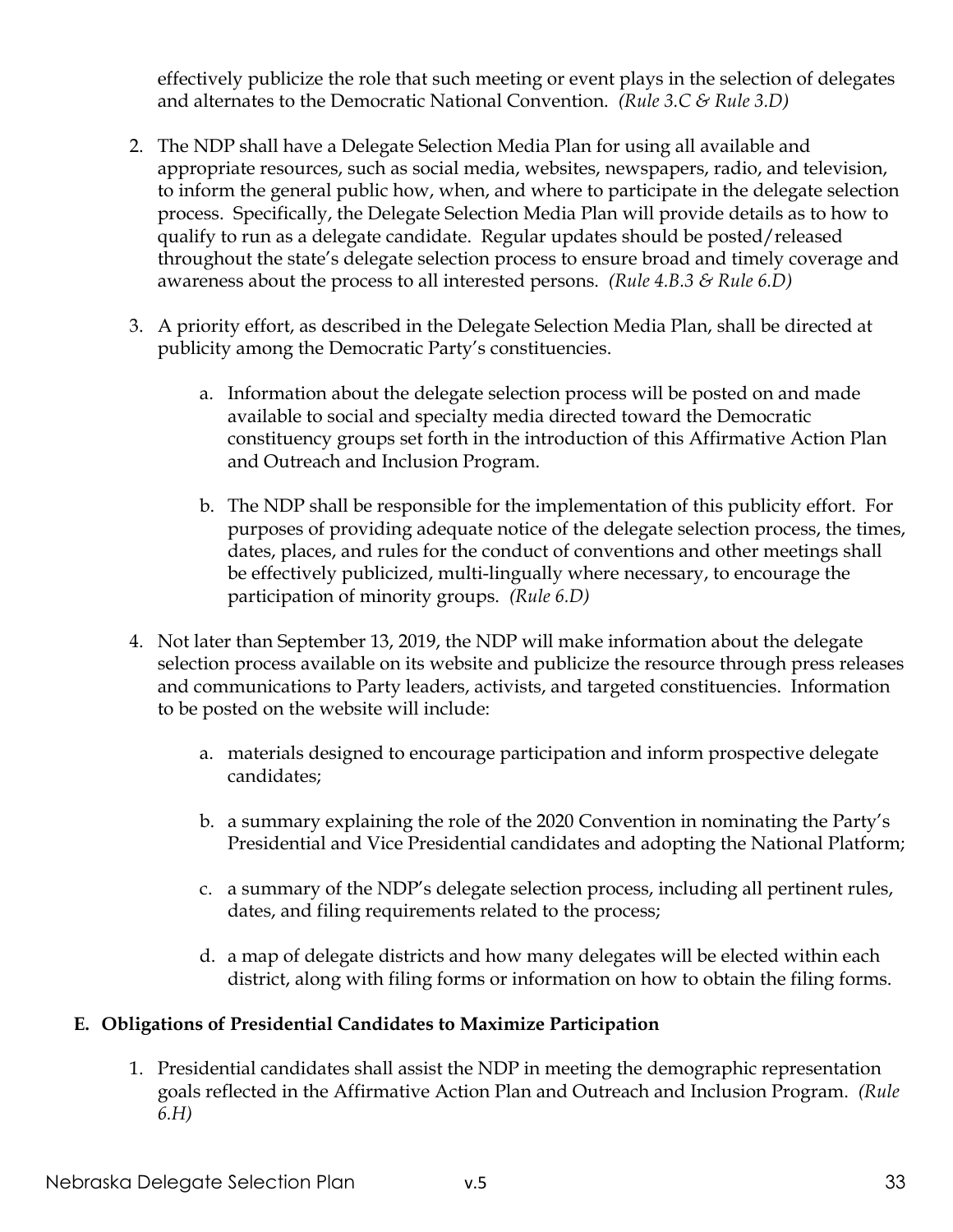effectively publicize the role that such meeting or event plays in the selection of delegates and alternates to the Democratic National Convention. *(Rule 3.C & Rule 3.D)*

2. The NDP shall have a Delegate Selection Media Plan for using all available and appropriate resources, such as social media, websites, newspapers, radio, and television, to inform the general public how, when, and where to participate in the delegate selection process. Specifically, the Delegate Selection Media Plan will provide details as to how to qualify to run as a delegate candidate. Regular updates should be posted/released throughout the state's delegate selection process to ensure broad and timely coverage and awareness about the process to all interested persons. *(Rule 4.B.3 & Rule 6.D)*

3. A priority effort, as described in the Delegate Selection Media Plan, shall be directed at publicity among the Democratic Party's constituencies.

    a. Information about the delegate selection process will be posted on and made available to social and specialty media directed toward the Democratic constituency groups set forth in the introduction of this Affirmative Action Plan and Outreach and Inclusion Program.

    b. The NDP shall be responsible for the implementation of this publicity effort. For purposes of providing adequate notice of the delegate selection process, the times, dates, places, and rules for the conduct of conventions and other meetings shall be effectively publicized, multi-lingually where necessary, to encourage the participation of minority groups. *(Rule 6.D)*

4. Not later than September 13, 2019, the NDP will make information about the delegate selection process available on its website and publicize the resource through press releases and communications to Party leaders, activists, and targeted constituencies. Information to be posted on the website will include:

    a. materials designed to encourage participation and inform prospective delegate candidates;

    b. a summary explaining the role of the 2020 Convention in nominating the Party's Presidential and Vice Presidential candidates and adopting the National Platform;

    c. a summary of the NDP's delegate selection process, including all pertinent rules, dates, and filing requirements related to the process;

    d. a map of delegate districts and how many delegates will be elected within each district, along with filing forms or information on how to obtain the filing forms.

### E. Obligations of Presidential Candidates to Maximize Participation

1. Presidential candidates shall assist the NDP in meeting the demographic representation goals reflected in the Affirmative Action Plan and Outreach and Inclusion Program. *(Rule 6.H)*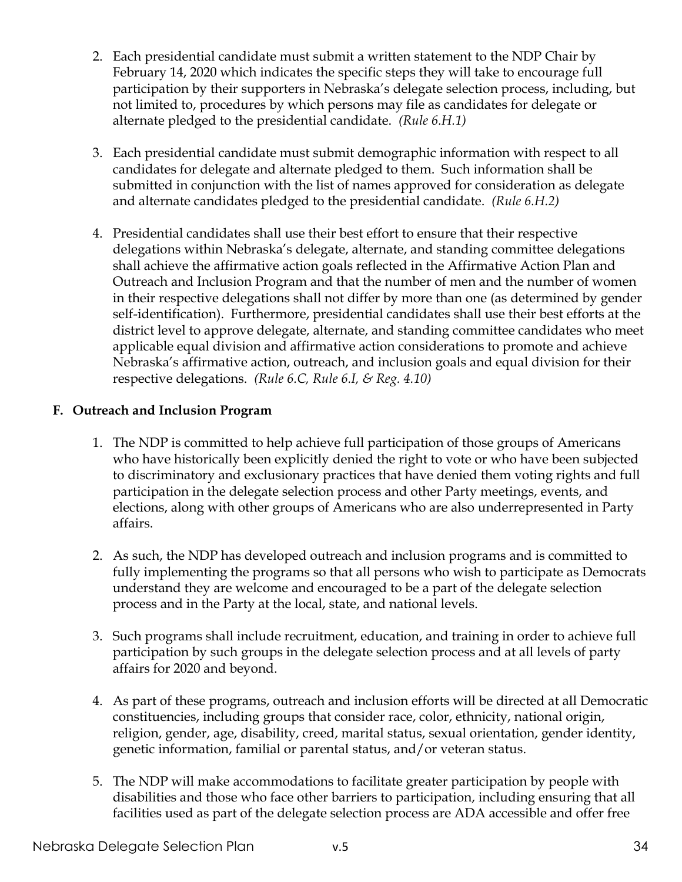2. Each presidential candidate must submit a written statement to the NDP Chair by February 14, 2020 which indicates the specific steps they will take to encourage full participation by their supporters in Nebraska's delegate selection process, including, but not limited to, procedures by which persons may file as candidates for delegate or alternate pledged to the presidential candidate. *(Rule 6.H.1)*

3. Each presidential candidate must submit demographic information with respect to all candidates for delegate and alternate pledged to them. Such information shall be submitted in conjunction with the list of names approved for consideration as delegate and alternate candidates pledged to the presidential candidate. *(Rule 6.H.2)*

4. Presidential candidates shall use their best effort to ensure that their respective delegations within Nebraska's delegate, alternate, and standing committee delegations shall achieve the affirmative action goals reflected in the Affirmative Action Plan and Outreach and Inclusion Program and that the number of men and the number of women in their respective delegations shall not differ by more than one (as determined by gender self-identification). Furthermore, presidential candidates shall use their best efforts at the district level to approve delegate, alternate, and standing committee candidates who meet applicable equal division and affirmative action considerations to promote and achieve Nebraska's affirmative action, outreach, and inclusion goals and equal division for their respective delegations. *(Rule 6.C, Rule 6.I, & Reg. 4.10)*

**F. Outreach and Inclusion Program**

1. The NDP is committed to help achieve full participation of those groups of Americans who have historically been explicitly denied the right to vote or who have been subjected to discriminatory and exclusionary practices that have denied them voting rights and full participation in the delegate selection process and other Party meetings, events, and elections, along with other groups of Americans who are also underrepresented in Party affairs.

2. As such, the NDP has developed outreach and inclusion programs and is committed to fully implementing the programs so that all persons who wish to participate as Democrats understand they are welcome and encouraged to be a part of the delegate selection process and in the Party at the local, state, and national levels.

3. Such programs shall include recruitment, education, and training in order to achieve full participation by such groups in the delegate selection process and at all levels of party affairs for 2020 and beyond.

4. As part of these programs, outreach and inclusion efforts will be directed at all Democratic constituencies, including groups that consider race, color, ethnicity, national origin, religion, gender, age, disability, creed, marital status, sexual orientation, gender identity, genetic information, familial or parental status, and/or veteran status.

5. The NDP will make accommodations to facilitate greater participation by people with disabilities and those who face other barriers to participation, including ensuring that all facilities used as part of the delegate selection process are ADA accessible and offer free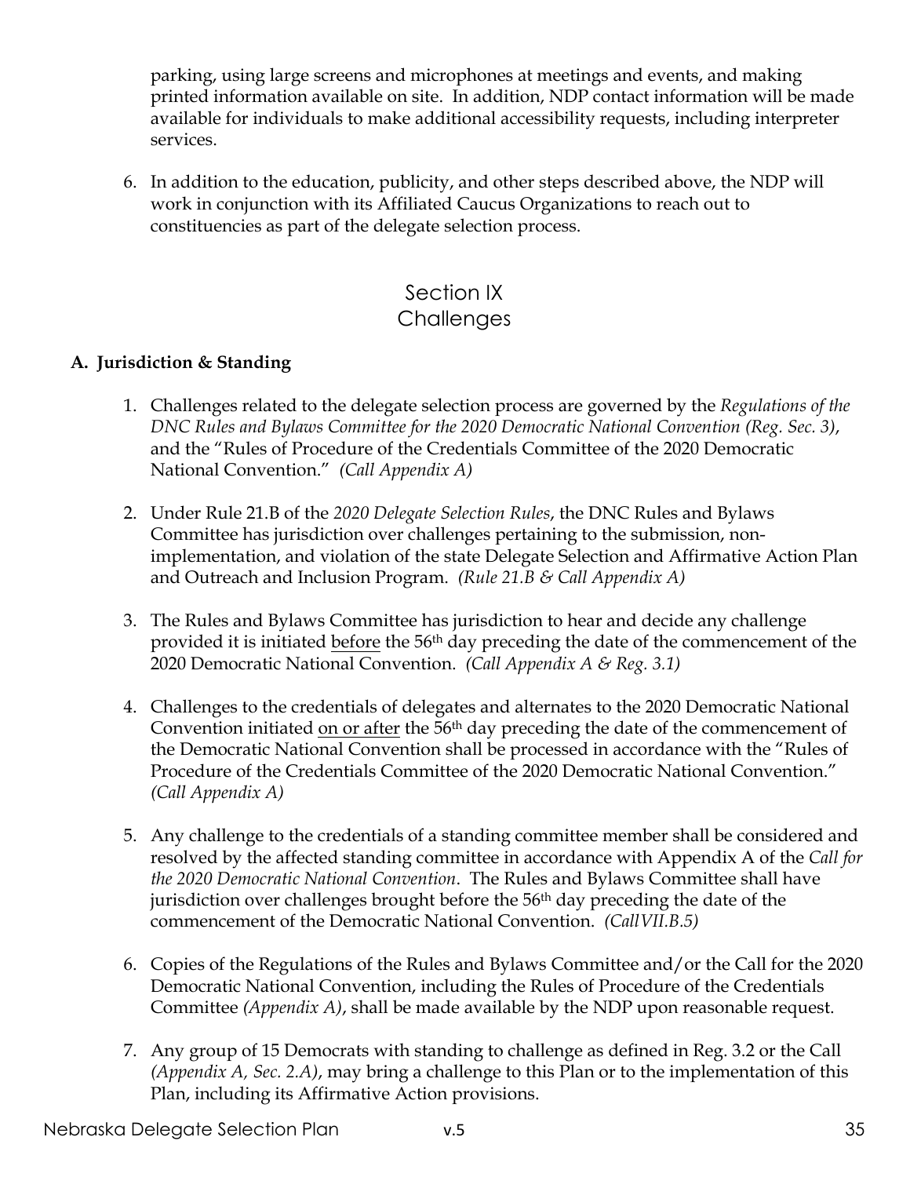parking, using large screens and microphones at meetings and events, and making printed information available on site. In addition, NDP contact information will be made available for individuals to make additional accessibility requests, including interpreter services.

6. In addition to the education, publicity, and other steps described above, the NDP will work in conjunction with its Affiliated Caucus Organizations to reach out to constituencies as part of the delegate selection process.

# Section IX
# Challenges

### A. Jurisdiction & Standing

1. Challenges related to the delegate selection process are governed by the *Regulations of the DNC Rules and Bylaws Committee for the 2020 Democratic National Convention (Reg. Sec. 3)*, and the "Rules of Procedure of the Credentials Committee of the 2020 Democratic National Convention." *(Call Appendix A)*

2. Under Rule 21.B of the *2020 Delegate Selection Rules*, the DNC Rules and Bylaws Committee has jurisdiction over challenges pertaining to the submission, non-implementation, and violation of the state Delegate Selection and Affirmative Action Plan and Outreach and Inclusion Program. *(Rule 21.B & Call Appendix A)*

3. The Rules and Bylaws Committee has jurisdiction to hear and decide any challenge provided it is initiated <u>before</u> the 56th day preceding the date of the commencement of the 2020 Democratic National Convention. *(Call Appendix A & Reg. 3.1)*

4. Challenges to the credentials of delegates and alternates to the 2020 Democratic National Convention initiated <u>on or after</u> the 56th day preceding the date of the commencement of the Democratic National Convention shall be processed in accordance with the "Rules of Procedure of the Credentials Committee of the 2020 Democratic National Convention." *(Call Appendix A)*

5. Any challenge to the credentials of a standing committee member shall be considered and resolved by the affected standing committee in accordance with Appendix A of the *Call for the 2020 Democratic National Convention*. The Rules and Bylaws Committee shall have jurisdiction over challenges brought before the 56th day preceding the date of the commencement of the Democratic National Convention. *(Call VII.B.5)*

6. Copies of the Regulations of the Rules and Bylaws Committee and/or the Call for the 2020 Democratic National Convention, including the Rules of Procedure of the Credentials Committee *(Appendix A)*, shall be made available by the NDP upon reasonable request.

7. Any group of 15 Democrats with standing to challenge as defined in Reg. 3.2 or the Call *(Appendix A, Sec. 2.A)*, may bring a challenge to this Plan or to the implementation of this Plan, including its Affirmative Action provisions.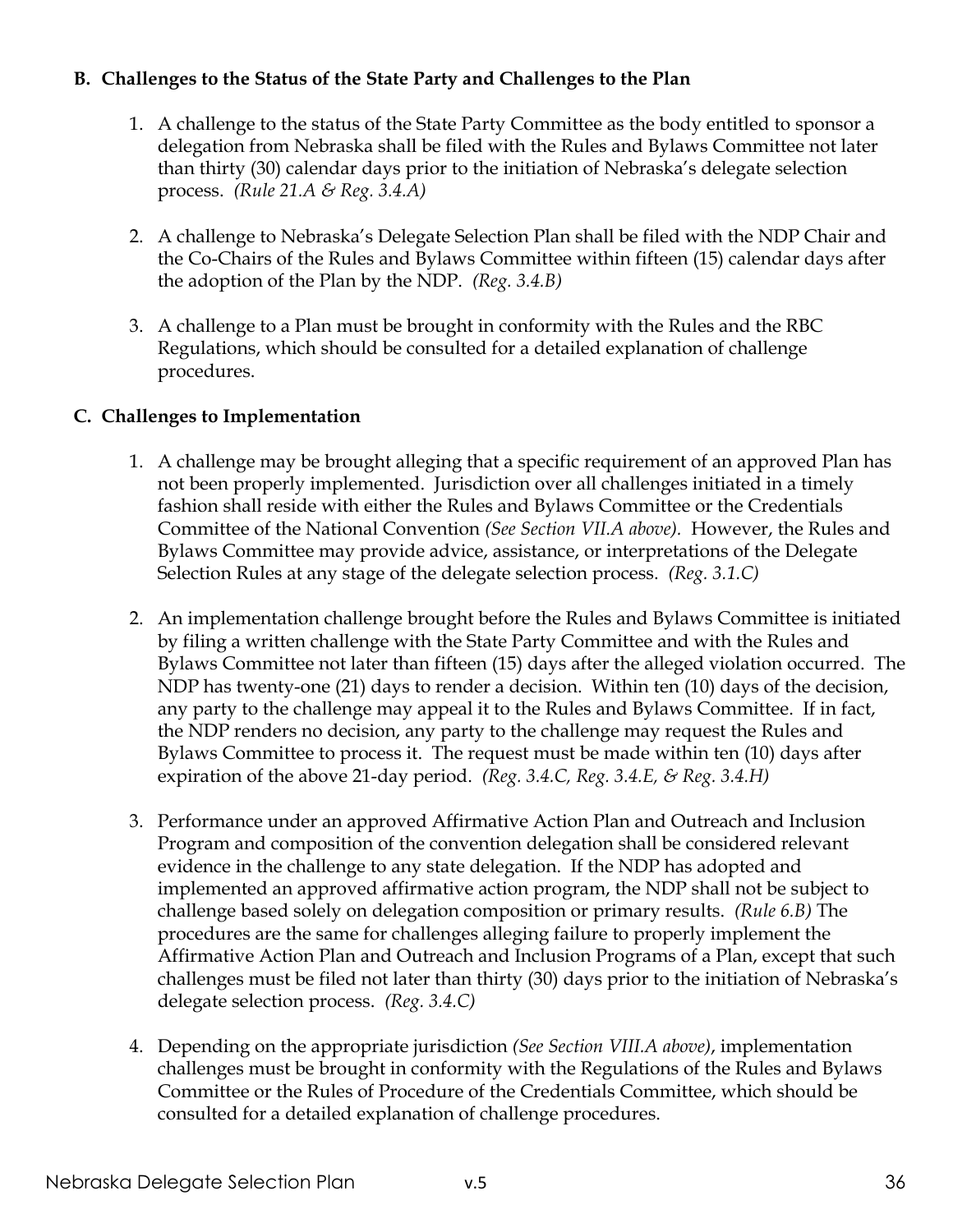### B. Challenges to the Status of the State Party and Challenges to the Plan

1. A challenge to the status of the State Party Committee as the body entitled to sponsor a delegation from Nebraska shall be filed with the Rules and Bylaws Committee not later than thirty (30) calendar days prior to the initiation of Nebraska's delegate selection process. *(Rule 21.A & Reg. 3.4.A)*

2. A challenge to Nebraska's Delegate Selection Plan shall be filed with the NDP Chair and the Co-Chairs of the Rules and Bylaws Committee within fifteen (15) calendar days after the adoption of the Plan by the NDP. *(Reg. 3.4.B)*

3. A challenge to a Plan must be brought in conformity with the Rules and the RBC Regulations, which should be consulted for a detailed explanation of challenge procedures.

### C. Challenges to Implementation

1. A challenge may be brought alleging that a specific requirement of an approved Plan has not been properly implemented. Jurisdiction over all challenges initiated in a timely fashion shall reside with either the Rules and Bylaws Committee or the Credentials Committee of the National Convention *(See Section VII.A above).* However, the Rules and Bylaws Committee may provide advice, assistance, or interpretations of the Delegate Selection Rules at any stage of the delegate selection process. *(Reg. 3.1.C)*

2. An implementation challenge brought before the Rules and Bylaws Committee is initiated by filing a written challenge with the State Party Committee and with the Rules and Bylaws Committee not later than fifteen (15) days after the alleged violation occurred. The NDP has twenty-one (21) days to render a decision. Within ten (10) days of the decision, any party to the challenge may appeal it to the Rules and Bylaws Committee. If in fact, the NDP renders no decision, any party to the challenge may request the Rules and Bylaws Committee to process it. The request must be made within ten (10) days after expiration of the above 21-day period. *(Reg. 3.4.C, Reg. 3.4.E, & Reg. 3.4.H)*

3. Performance under an approved Affirmative Action Plan and Outreach and Inclusion Program and composition of the convention delegation shall be considered relevant evidence in the challenge to any state delegation. If the NDP has adopted and implemented an approved affirmative action program, the NDP shall not be subject to challenge based solely on delegation composition or primary results. *(Rule 6.B)* The procedures are the same for challenges alleging failure to properly implement the Affirmative Action Plan and Outreach and Inclusion Programs of a Plan, except that such challenges must be filed not later than thirty (30) days prior to the initiation of Nebraska's delegate selection process. *(Reg. 3.4.C)*

4. Depending on the appropriate jurisdiction *(See Section VIII.A above)*, implementation challenges must be brought in conformity with the Regulations of the Rules and Bylaws Committee or the Rules of Procedure of the Credentials Committee, which should be consulted for a detailed explanation of challenge procedures.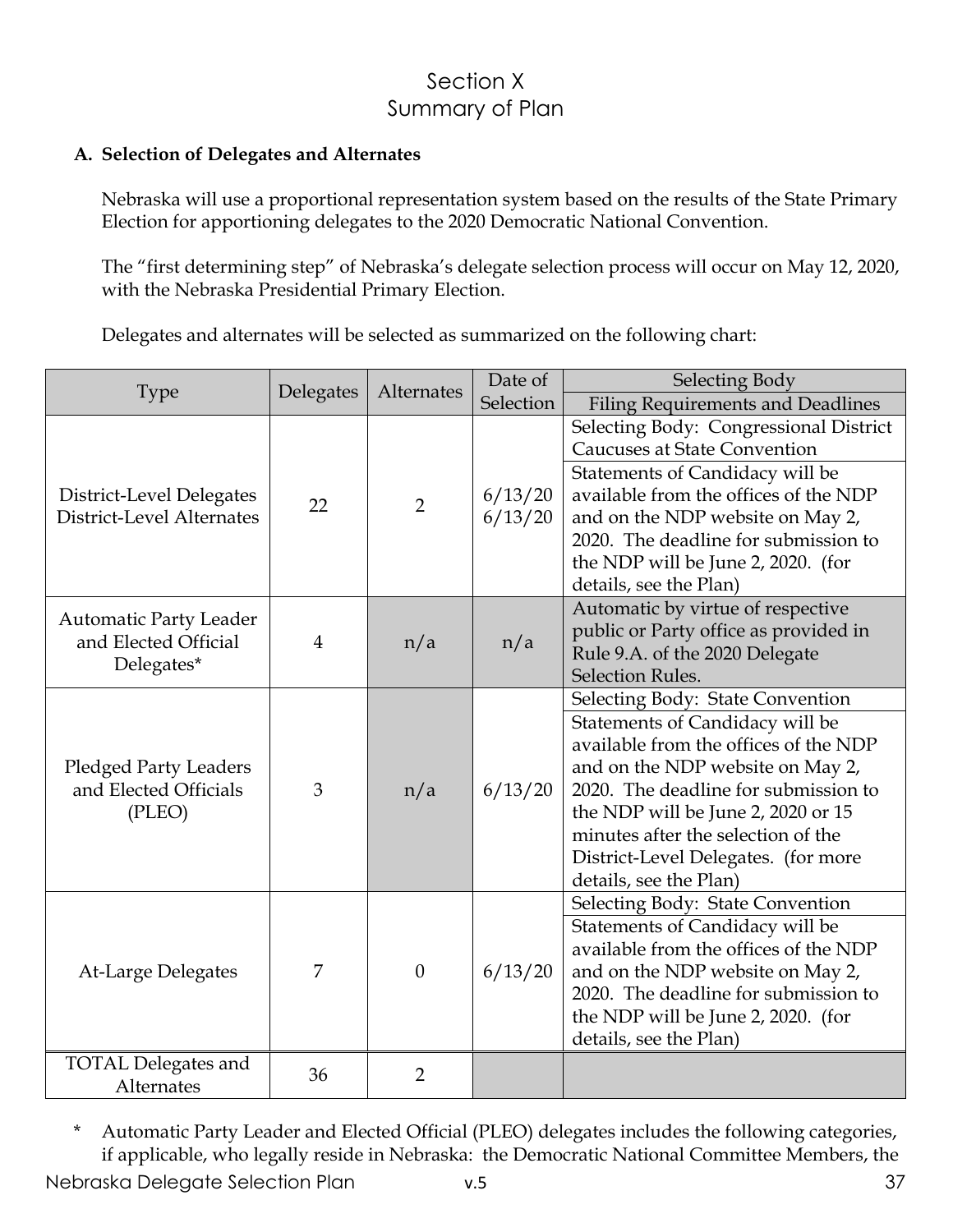# Section X
# Summary of Plan

**A. Selection of Delegates and Alternates**

Nebraska will use a proportional representation system based on the results of the State Primary Election for apportioning delegates to the 2020 Democratic National Convention.

The "first determining step" of Nebraska's delegate selection process will occur on May 12, 2020, with the Nebraska Presidential Primary Election.

Delegates and alternates will be selected as summarized on the following chart:

| Type | Delegates | Alternates | Date of Selection | Selecting Body / Filing Requirements and Deadlines |
|---|---|---|---|---|
| District-Level Delegates<br>District-Level Alternates | 22 | 2 | 6/13/20<br>6/13/20 | Selecting Body: Congressional District Caucuses at State Convention<br>Statements of Candidacy will be available from the offices of the NDP and on the NDP website on May 2, 2020. The deadline for submission to the NDP will be June 2, 2020. (for details, see the Plan) |
| Automatic Party Leader and Elected Official Delegates* | 4 | n/a | n/a | Automatic by virtue of respective public or Party office as provided in Rule 9.A. of the 2020 Delegate Selection Rules. |
| Pledged Party Leaders and Elected Officials (PLEO) | 3 | n/a | 6/13/20 | Selecting Body: State Convention<br>Statements of Candidacy will be available from the offices of the NDP and on the NDP website on May 2, 2020. The deadline for submission to the NDP will be June 2, 2020 or 15 minutes after the selection of the District-Level Delegates. (for more details, see the Plan) |
| At-Large Delegates | 7 | 0 | 6/13/20 | Selecting Body: State Convention<br>Statements of Candidacy will be available from the offices of the NDP and on the NDP website on May 2, 2020. The deadline for submission to the NDP will be June 2, 2020. (for details, see the Plan) |
| TOTAL Delegates and Alternates | 36 | 2 | | |

\* Automatic Party Leader and Elected Official (PLEO) delegates includes the following categories, if applicable, who legally reside in Nebraska: the Democratic National Committee Members, the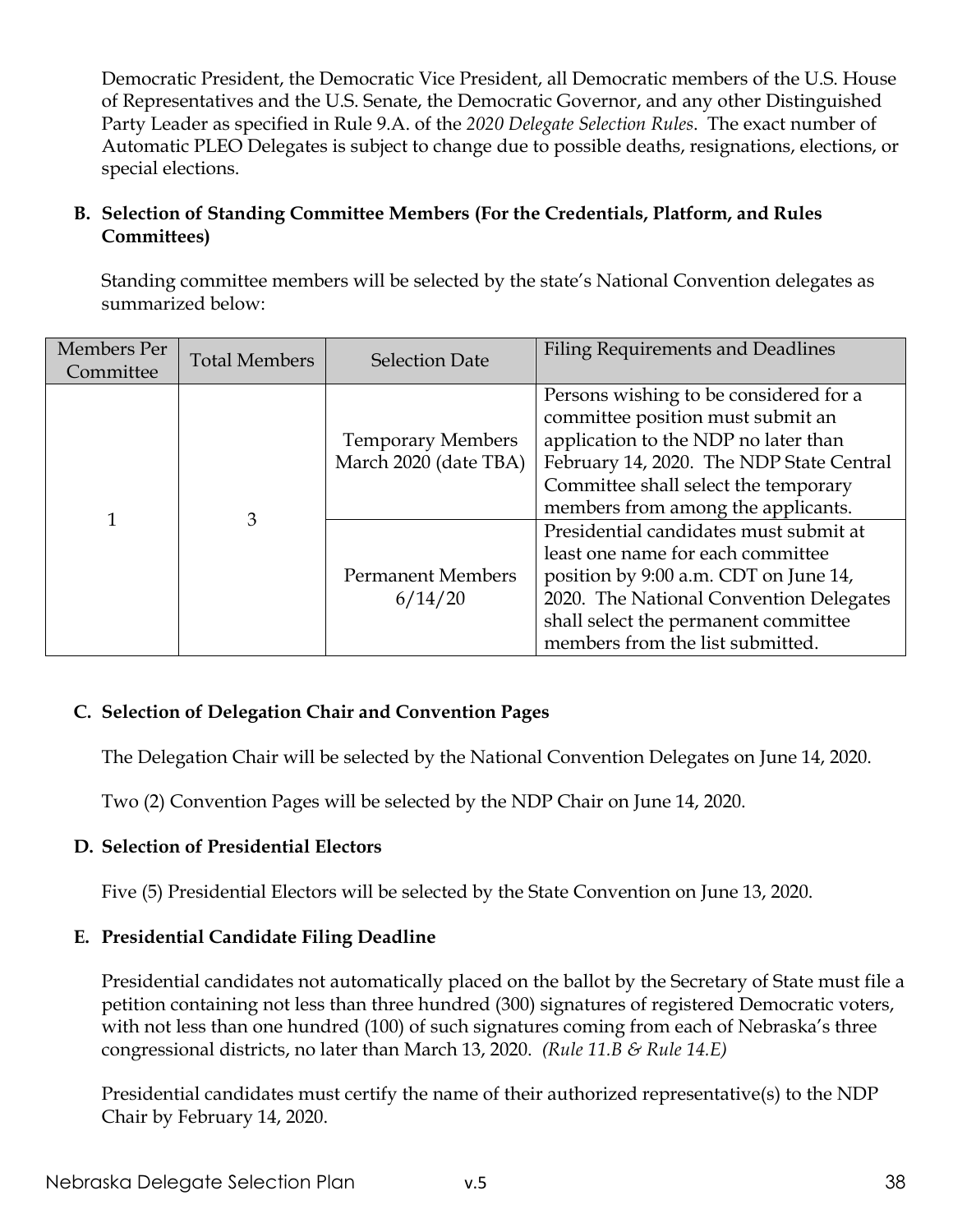Democratic President, the Democratic Vice President, all Democratic members of the U.S. House of Representatives and the U.S. Senate, the Democratic Governor, and any other Distinguished Party Leader as specified in Rule 9.A. of the *2020 Delegate Selection Rules.* The exact number of Automatic PLEO Delegates is subject to change due to possible deaths, resignations, elections, or special elections.

### B. Selection of Standing Committee Members (For the Credentials, Platform, and Rules Committees)

Standing committee members will be selected by the state's National Convention delegates as summarized below:

| Members Per Committee | Total Members | Selection Date | Filing Requirements and Deadlines |
|---|---|---|---|
| 1 | 3 | Temporary Members March 2020 (date TBA) | Persons wishing to be considered for a committee position must submit an application to the NDP no later than February 14, 2020. The NDP State Central Committee shall select the temporary members from among the applicants. |
| | | Permanent Members 6/14/20 | Presidential candidates must submit at least one name for each committee position by 9:00 a.m. CDT on June 14, 2020. The National Convention Delegates shall select the permanent committee members from the list submitted. |

### C. Selection of Delegation Chair and Convention Pages

The Delegation Chair will be selected by the National Convention Delegates on June 14, 2020.

Two (2) Convention Pages will be selected by the NDP Chair on June 14, 2020.

### D. Selection of Presidential Electors

Five (5) Presidential Electors will be selected by the State Convention on June 13, 2020.

### E. Presidential Candidate Filing Deadline

Presidential candidates not automatically placed on the ballot by the Secretary of State must file a petition containing not less than three hundred (300) signatures of registered Democratic voters, with not less than one hundred (100) of such signatures coming from each of Nebraska's three congressional districts, no later than March 13, 2020. *(Rule 11.B & Rule 14.E)*

Presidential candidates must certify the name of their authorized representative(s) to the NDP Chair by February 14, 2020.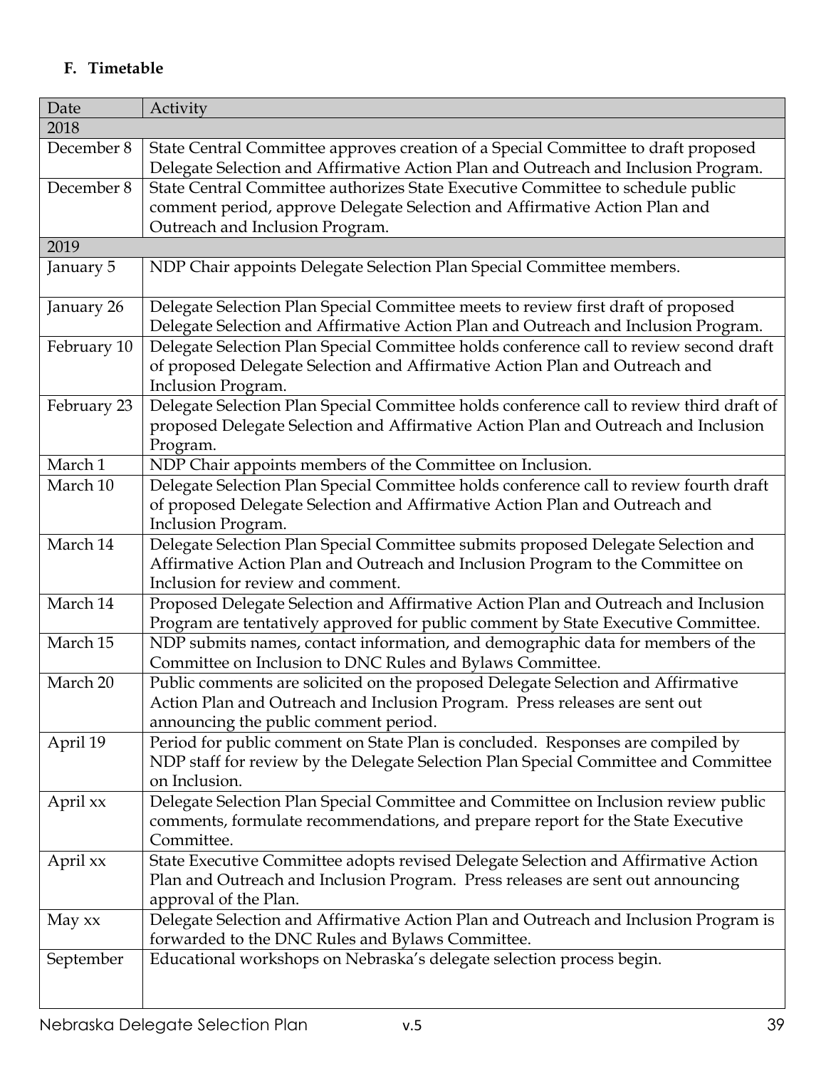### F. Timetable

| Date | Activity |
|---|---|
| 2018 | |
| December 8 | State Central Committee approves creation of a Special Committee to draft proposed Delegate Selection and Affirmative Action Plan and Outreach and Inclusion Program. |
| December 8 | State Central Committee authorizes State Executive Committee to schedule public comment period, approve Delegate Selection and Affirmative Action Plan and Outreach and Inclusion Program. |
| 2019 | |
| January 5 | NDP Chair appoints Delegate Selection Plan Special Committee members. |
| January 26 | Delegate Selection Plan Special Committee meets to review first draft of proposed Delegate Selection and Affirmative Action Plan and Outreach and Inclusion Program. |
| February 10 | Delegate Selection Plan Special Committee holds conference call to review second draft of proposed Delegate Selection and Affirmative Action Plan and Outreach and Inclusion Program. |
| February 23 | Delegate Selection Plan Special Committee holds conference call to review third draft of proposed Delegate Selection and Affirmative Action Plan and Outreach and Inclusion Program. |
| March 1 | NDP Chair appoints members of the Committee on Inclusion. |
| March 10 | Delegate Selection Plan Special Committee holds conference call to review fourth draft of proposed Delegate Selection and Affirmative Action Plan and Outreach and Inclusion Program. |
| March 14 | Delegate Selection Plan Special Committee submits proposed Delegate Selection and Affirmative Action Plan and Outreach and Inclusion Program to the Committee on Inclusion for review and comment. |
| March 14 | Proposed Delegate Selection and Affirmative Action Plan and Outreach and Inclusion Program are tentatively approved for public comment by State Executive Committee. |
| March 15 | NDP submits names, contact information, and demographic data for members of the Committee on Inclusion to DNC Rules and Bylaws Committee. |
| March 20 | Public comments are solicited on the proposed Delegate Selection and Affirmative Action Plan and Outreach and Inclusion Program. Press releases are sent out announcing the public comment period. |
| April 19 | Period for public comment on State Plan is concluded. Responses are compiled by NDP staff for review by the Delegate Selection Plan Special Committee and Committee on Inclusion. |
| April xx | Delegate Selection Plan Special Committee and Committee on Inclusion review public comments, formulate recommendations, and prepare report for the State Executive Committee. |
| April xx | State Executive Committee adopts revised Delegate Selection and Affirmative Action Plan and Outreach and Inclusion Program. Press releases are sent out announcing approval of the Plan. |
| May xx | Delegate Selection and Affirmative Action Plan and Outreach and Inclusion Program is forwarded to the DNC Rules and Bylaws Committee. |
| September | Educational workshops on Nebraska's delegate selection process begin. |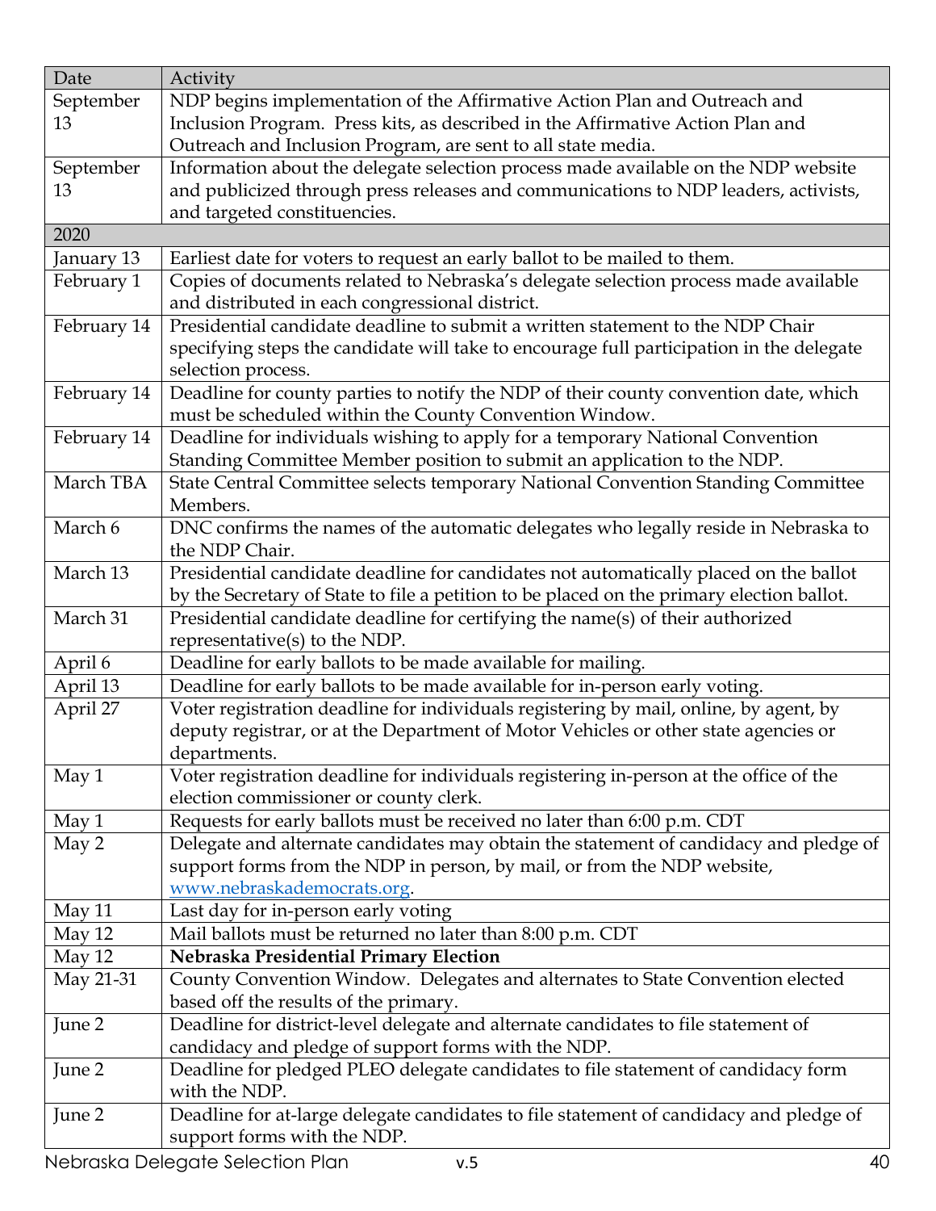| Date | Activity |
| --- | --- |
| September 13 | NDP begins implementation of the Affirmative Action Plan and Outreach and Inclusion Program. Press kits, as described in the Affirmative Action Plan and Outreach and Inclusion Program, are sent to all state media. |
| September 13 | Information about the delegate selection process made available on the NDP website and publicized through press releases and communications to NDP leaders, activists, and targeted constituencies. |
| 2020 | |
| January 13 | Earliest date for voters to request an early ballot to be mailed to them. |
| February 1 | Copies of documents related to Nebraska's delegate selection process made available and distributed in each congressional district. |
| February 14 | Presidential candidate deadline to submit a written statement to the NDP Chair specifying steps the candidate will take to encourage full participation in the delegate selection process. |
| February 14 | Deadline for county parties to notify the NDP of their county convention date, which must be scheduled within the County Convention Window. |
| February 14 | Deadline for individuals wishing to apply for a temporary National Convention Standing Committee Member position to submit an application to the NDP. |
| March TBA | State Central Committee selects temporary National Convention Standing Committee Members. |
| March 6 | DNC confirms the names of the automatic delegates who legally reside in Nebraska to the NDP Chair. |
| March 13 | Presidential candidate deadline for candidates not automatically placed on the ballot by the Secretary of State to file a petition to be placed on the primary election ballot. |
| March 31 | Presidential candidate deadline for certifying the name(s) of their authorized representative(s) to the NDP. |
| April 6 | Deadline for early ballots to be made available for mailing. |
| April 13 | Deadline for early ballots to be made available for in-person early voting. |
| April 27 | Voter registration deadline for individuals registering by mail, online, by agent, by deputy registrar, or at the Department of Motor Vehicles or other state agencies or departments. |
| May 1 | Voter registration deadline for individuals registering in-person at the office of the election commissioner or county clerk. |
| May 1 | Requests for early ballots must be received no later than 6:00 p.m. CDT |
| May 2 | Delegate and alternate candidates may obtain the statement of candidacy and pledge of support forms from the NDP in person, by mail, or from the NDP website, www.nebraskademocrats.org. |
| May 11 | Last day for in-person early voting |
| May 12 | Mail ballots must be returned no later than 8:00 p.m. CDT |
| May 12 | **Nebraska Presidential Primary Election** |
| May 21-31 | County Convention Window. Delegates and alternates to State Convention elected based off the results of the primary. |
| June 2 | Deadline for district-level delegate and alternate candidates to file statement of candidacy and pledge of support forms with the NDP. |
| June 2 | Deadline for pledged PLEO delegate candidates to file statement of candidacy form with the NDP. |
| June 2 | Deadline for at-large delegate candidates to file statement of candidacy and pledge of support forms with the NDP. |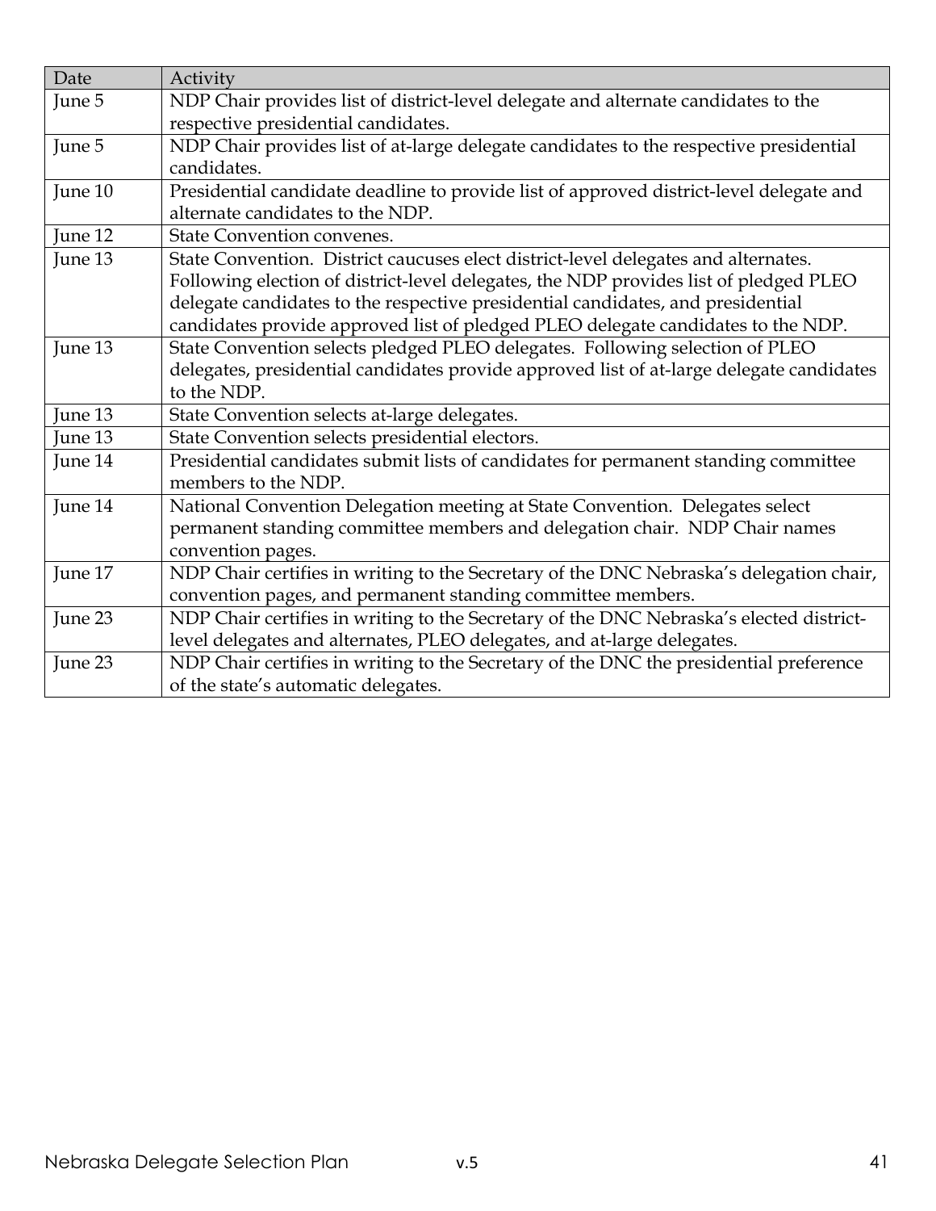| Date | Activity |
|---|---|
| June 5 | NDP Chair provides list of district-level delegate and alternate candidates to the respective presidential candidates. |
| June 5 | NDP Chair provides list of at-large delegate candidates to the respective presidential candidates. |
| June 10 | Presidential candidate deadline to provide list of approved district-level delegate and alternate candidates to the NDP. |
| June 12 | State Convention convenes. |
| June 13 | State Convention. District caucuses elect district-level delegates and alternates. Following election of district-level delegates, the NDP provides list of pledged PLEO delegate candidates to the respective presidential candidates, and presidential candidates provide approved list of pledged PLEO delegate candidates to the NDP. |
| June 13 | State Convention selects pledged PLEO delegates. Following selection of PLEO delegates, presidential candidates provide approved list of at-large delegate candidates to the NDP. |
| June 13 | State Convention selects at-large delegates. |
| June 13 | State Convention selects presidential electors. |
| June 14 | Presidential candidates submit lists of candidates for permanent standing committee members to the NDP. |
| June 14 | National Convention Delegation meeting at State Convention. Delegates select permanent standing committee members and delegation chair. NDP Chair names convention pages. |
| June 17 | NDP Chair certifies in writing to the Secretary of the DNC Nebraska's delegation chair, convention pages, and permanent standing committee members. |
| June 23 | NDP Chair certifies in writing to the Secretary of the DNC Nebraska's elected district-level delegates and alternates, PLEO delegates, and at-large delegates. |
| June 23 | NDP Chair certifies in writing to the Secretary of the DNC the presidential preference of the state's automatic delegates. |